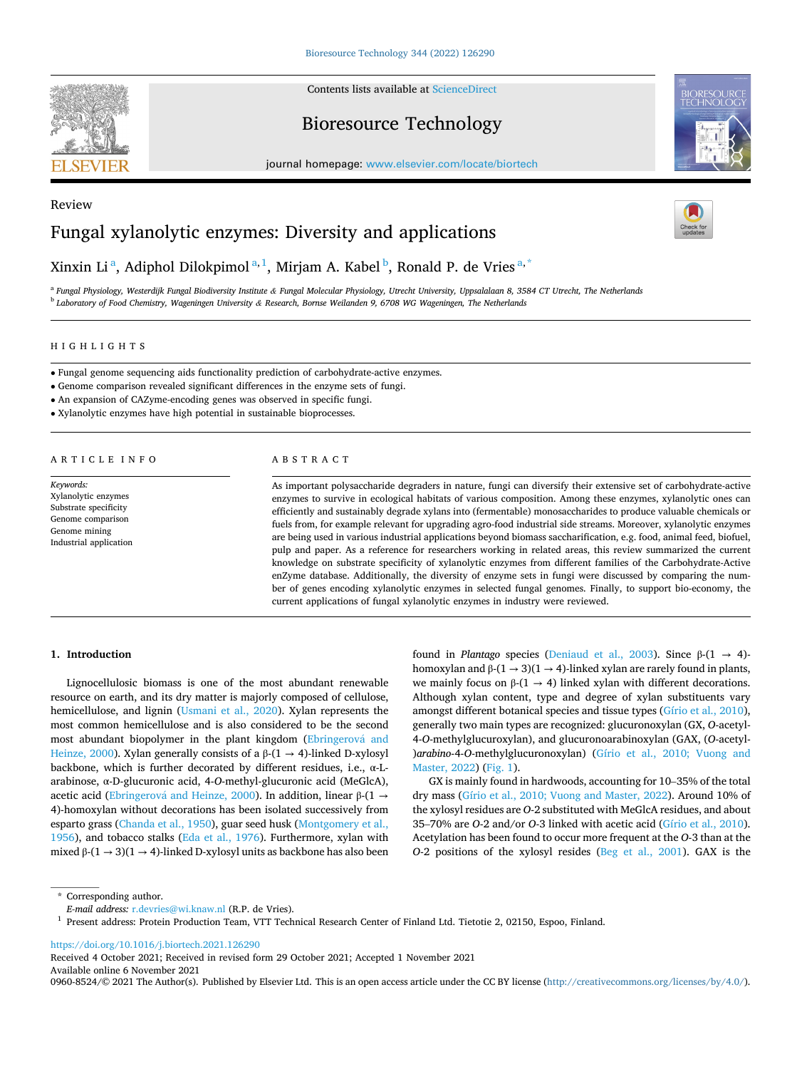Review

# Fungal xylanolytic enzymes: Diversity and applications

Xinxin Li [a], Adiphol Dilokpimol [a,1], Mirjam A. Kabel [b], Ronald P. de Vries [a,*]

[a] Fungal Physiology, Westerdijk Fungal Biodiversity Institute & Fungal Molecular Physiology, Utrecht University, Uppsalaan 8, 3584 CT Utrecht, The Netherlands
[b] Laboratory of Food Chemistry, Wageningen University & Research, Bornse Weilanden 9, 6708 WG Wageningen, The Netherlands

## HIGHLIGHTS

- Fungal genome sequencing aids functionality prediction of carbohydrate-active enzymes.
- Genome comparison revealed significant differences in the enzyme sets of fungi.
- An expansion of CAZyme-encoding genes was observed in specific fungi.
- Xylanolytic enzymes have high potential in sustainable bioprocesses.

## ARTICLE INFO

*Keywords:*
Xylanolytic enzymes
Substrate specificity
Genome comparison
Genome mining
Industrial application

## ABSTRACT

As important polysaccharide degraders in nature, fungi can diversify their extensive set of carbohydrate-active enzymes to survive in ecological habitats of various composition. Among these enzymes, xylanolytic ones can efficiently and sustainably degrade xylans into (fermentable) monosaccharides to produce valuable chemicals or fuels from, for example relevant for upgrading agro-food industrial side streams. Moreover, xylanolytic enzymes are being used in various industrial applications beyond biomass saccharification, e.g. food, animal feed, biofuel, pulp and paper. As a reference for researchers working in related areas, this review summarized the current knowledge on substrate specificity of xylanolytic enzymes from different families of the Carbohydrate-Active enZyme database. Additionally, the diversity of enzyme sets in fungi were discussed by comparing the number of genes encoding xylanolytic enzymes in selected fungal genomes. Finally, to support bio-economy, the current applications of fungal xylanolytic enzymes in industry were reviewed.

## 1. Introduction

Lignocellulosic biomass is one of the most abundant renewable resource on earth, and its dry matter is majorly composed of cellulose, hemicellulose, and lignin (Usmani et al., 2020). Xylan represents the most common hemicellulose and is also considered to be the second most abundant biopolymer in the plant kingdom (Ebringerová and Heinze, 2000). Xylan generally consists of a β-(1 → 4)-linked D-xylosyl backbone, which is further decorated by different residues, i.e., α-L-arabinose, α-D-glucuronic acid, 4-*O*-methyl-glucuronic acid (MeGlcA), acetic acid (Ebringerová and Heinze, 2000). In addition, linear β-(1 → 4)-homoxylan without decorations has been isolated successively from esparto grass (Chanda et al., 1950), guar seed husk (Montgomery et al., 1956), and tobacco stalks (Eda et al., 1976). Furthermore, xylan with mixed β-(1 → 3)(1 → 4)-linked D-xylosyl units as backbone has also been found in *Plantago* species (Deniaud et al., 2003). Since β-(1 → 4)-homoxylan and β-(1 → 3)(1 → 4)-linked xylan are rarely found in plants, we mainly focus on β-(1 → 4) linked xylan with different decorations. Although xylan content, type and degree of xylan substituents vary amongst different botanical species and tissue types (Gírio et al., 2010), generally two main types are recognized: glucuronoxylan (GX, *O*-acetyl-4-*O*-methylglucuroxylan), and glucuronoarabinoxylan (GAX, (*O*-acetyl-)*arabino*-4-*O*-methylglucuronoxylan) (Gírio et al., 2010; Vuong and Master, 2022) (Fig. 1).

GX is mainly found in hardwoods, accounting for 10–35% of the total dry mass (Gírio et al., 2010; Vuong and Master, 2022). Around 10% of the xylosyl residues are *O*-2 substituted with MeGlcA residues, and about 35–70% are *O*-2 and/or *O*-3 linked with acetic acid (Gírio et al., 2010). Acetylation has been found to occur more frequent at the *O*-3 than at the *O*-2 positions of the xylosyl resides (Beg et al., 2001). GAX is the

\* Corresponding author.
*E-mail address:* r.devries@wi.knaw.nl (R.P. de Vries).
[1] Present address: Protein Production Team, VTT Technical Research Center of Finland Ltd. Tietotie 2, 02150, Espoo, Finland.

https://doi.org/10.1016/j.biortech.2021.126290
Received 4 October 2021; Received in revised form 29 October 2021; Accepted 1 November 2021
Available online 6 November 2021
0960-8524/© 2021 The Author(s). Published by Elsevier Ltd. This is an open access article under the CC BY license (http://creativecommons.org/licenses/by/4.0/).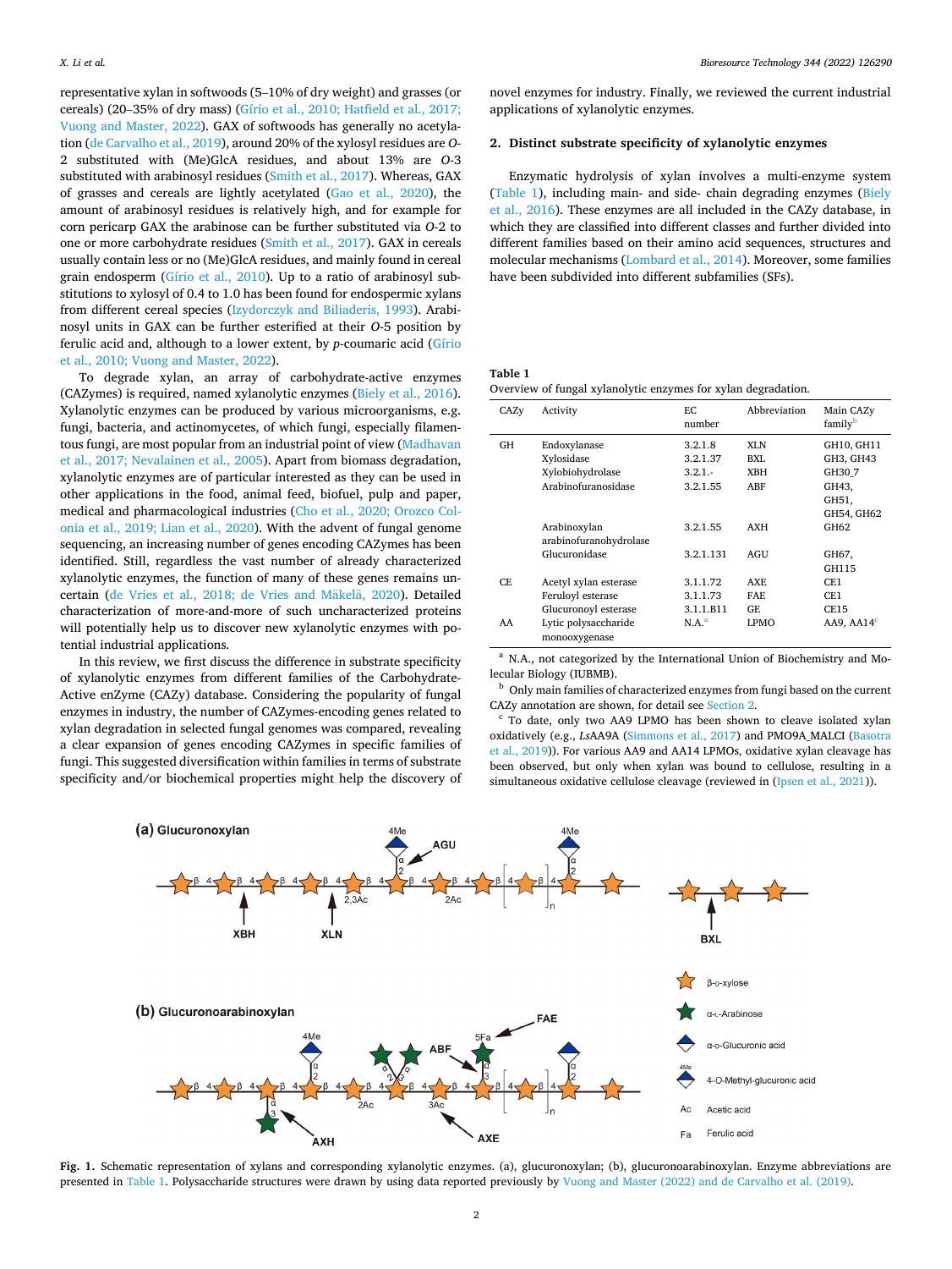representative xylan in softwoods (5–10% of dry weight) and grasses (or cereals) (20–35% of dry mass) (Gírio et al., 2010; Hatfield et al., 2017; Vuong and Master, 2022). GAX of softwoods has generally no acetylation (de Carvalho et al., 2019), around 20% of the xylosyl residues are *O*-2 substituted with (Me)GlcA residues, and about 13% are *O*-3 substituted with arabinosyl residues (Smith et al., 2017). Whereas, GAX of grasses and cereals are lightly acetylated (Gao et al., 2020), the amount of arabinosyl residues is relatively high, and for example for corn pericarp GAX the arabinose can be further substituted via *O*-2 to one or more carbohydrate residues (Smith et al., 2017). GAX in cereals usually contain less or no (Me)GlcA residues, and mainly found in cereal grain endosperm (Gírio et al., 2010). Up to a ratio of arabinosyl substitutions to xylosyl of 0.4 to 1.0 has been found for endospermic xylans from different cereal species (Izydorczyk and Biliaderis, 1993). Arabinosyl units in GAX can be further esterified at their *O*-5 position by ferulic acid and, although to a lower extent, by *p*-coumaric acid (Gírio et al., 2010; Vuong and Master, 2022).

To degrade xylan, an array of carbohydrate-active enzymes (CAZymes) is required, named xylanolytic enzymes (Biely et al., 2016). Xylanolytic enzymes can be produced by various microorganisms, e.g. fungi, bacteria, and actinomycetes, of which fungi, especially filamentous fungi, are most popular from an industrial point of view (Madhavan et al., 2017; Nevalainen et al., 2005). Apart from biomass degradation, xylanolytic enzymes are of particular interested as they can be used in other applications in the food, animal feed, biofuel, pulp and paper, medical and pharmacological industries (Cho et al., 2020; Orozco Colonia et al., 2019; Lian et al., 2020). With the advent of fungal genome sequencing, an increasing number of genes encoding CAZymes has been identified. Still, regardless the vast number of already characterized xylanolytic enzymes, the function of many of these genes remains uncertain (de Vries et al., 2018; de Vries and Mäkelä, 2020). Detailed characterization of more-and-more of such uncharacterized proteins will potentially help us to discover new xylanolytic enzymes with potential industrial applications.

In this review, we first discuss the difference in substrate specificity of xylanolytic enzymes from different families of the Carbohydrate-Active enZyme (CAZy) database. Considering the popularity of fungal enzymes in industry, the number of CAZymes-encoding genes related to xylan degradation in selected fungal genomes was compared, revealing a clear expansion of genes encoding CAZymes in specific families of fungi. This suggested diversification within families in terms of substrate specificity and/or biochemical properties might help the discovery of novel enzymes for industry. Finally, we reviewed the current industrial applications of xylanolytic enzymes.

## 2. Distinct substrate specificity of xylanolytic enzymes

Enzymatic hydrolysis of xylan involves a multi-enzyme system (Table 1), including main- and side- chain degrading enzymes (Biely et al., 2016). These enzymes are all included in the CAZy database, in which they are classified into different classes and further divided into different families based on their amino acid sequences, structures and molecular mechanisms (Lombard et al., 2014). Moreover, some families have been subdivided into different subfamilies (SFs).

**Table 1**
Overview of fungal xylanolytic enzymes for xylan degradation.

| CAZy | Activity | EC number | Abbreviation | Main CAZy family[b] |
|---|---|---|---|---|
| GH | Endoxylanase | 3.2.1.8 | XLN | GH10, GH11 |
| | Xylosidase | 3.2.1.37 | BXL | GH3, GH43 |
| | Xylobiohydrolase | 3.2.1.- | XBH | GH30_7 |
| | Arabinofuranosidase | 3.2.1.55 | ABF | GH43, GH51, GH54, GH62 |
| | Arabinoxylan arabinofuranohydrolase | 3.2.1.55 | AXH | GH62 |
| | Glucuronidase | 3.2.1.131 | AGU | GH67, GH115 |
| CE | Acetyl xylan esterase | 3.1.1.72 | AXE | CE1 |
| | Feruloyl esterase | 3.1.1.73 | FAE | CE1 |
| | Glucuronoyl esterase | 3.1.1.B11 | GE | CE15 |
| AA | Lytic polysaccharide monooxygenase | N.A.[a] | LPMO | AA9, AA14[c] |

[a] N.A., not categorized by the International Union of Biochemistry and Molecular Biology (IUBMB).
[b] Only main families of characterized enzymes from fungi based on the current CAZy annotation are shown, for detail see Section 2.
[c] To date, only two AA9 LPMO have been shown to cleave isolated xylan oxidatively (e.g., *Ls*AA9A (Simmons et al., 2017) and PMO9A_MALCI (Basotra et al., 2019)). For various AA9 and AA14 LPMOs, oxidative xylan cleavage has been observed, but only when xylan was bound to cellulose, resulting in a simultaneous oxidative cellulose cleavage (reviewed in (Ipsen et al., 2021)).

**Fig. 1.** Schematic representation of xylans and corresponding xylanolytic enzymes. (a), glucuronoxylan; (b), glucuronoarabinoxylan. Enzyme abbreviations are presented in Table 1. Polysaccharide structures were drawn by using data reported previously by Vuong and Master (2022) and de Carvalho et al. (2019).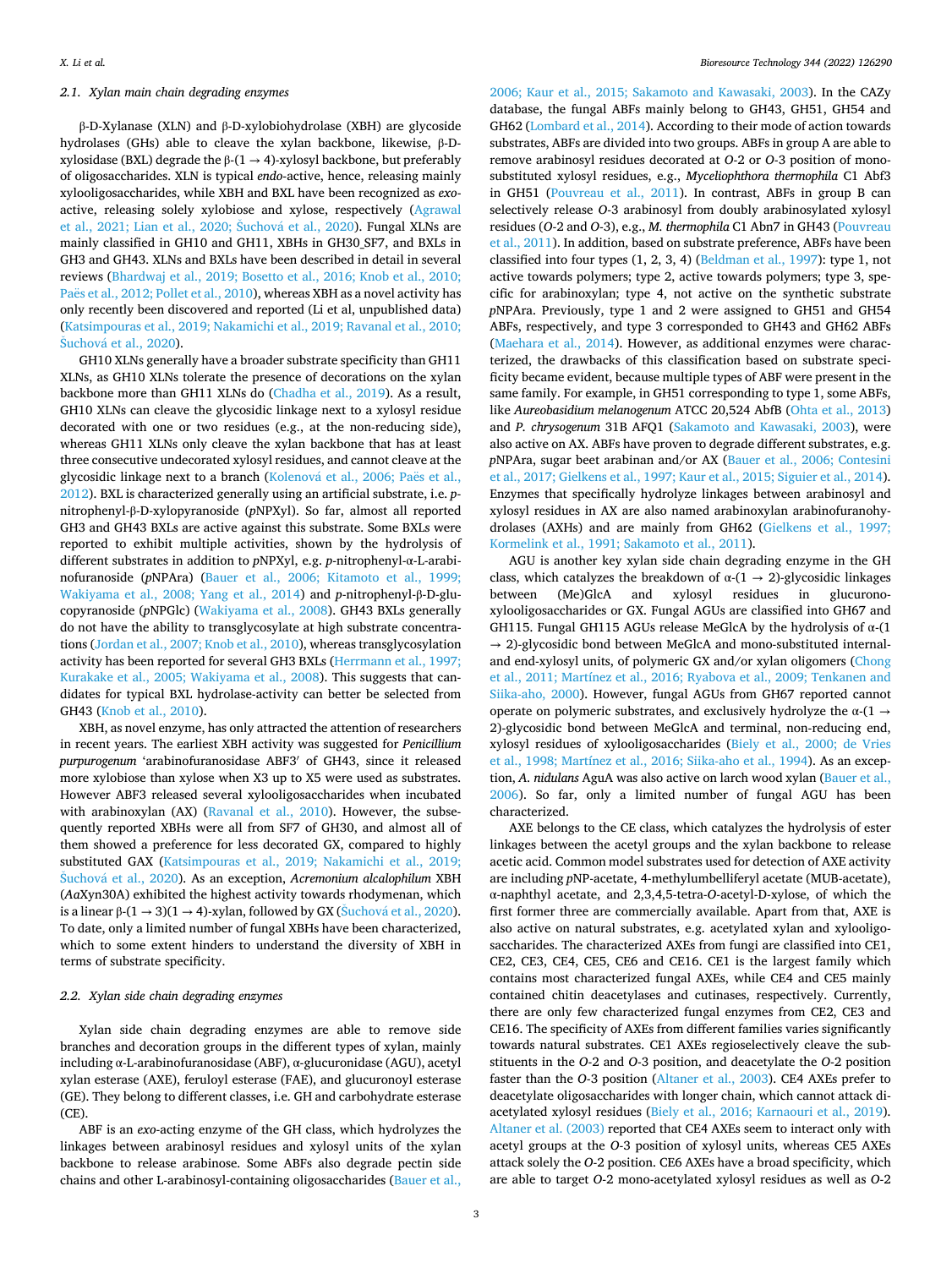### 2.1. Xylan main chain degrading enzymes

β-D-Xylanase (XLN) and β-D-xylobiohydrolase (XBH) are glycoside hydrolases (GHs) able to cleave the xylan backbone, likewise, β-D-xylosidase (BXL) degrade the β-(1 → 4)-xylosyl backbone, but preferably of oligosaccharides. XLN is typical *endo*-active, hence, releasing mainly xylooligosaccharides, while XBH and BXL have been recognized as *exo*-active, releasing solely xylobiose and xylose, respectively (Agrawal et al., 2021; Lian et al., 2020; Šuchová et al., 2020). Fungal XLNs are mainly classified in GH10 and GH11, XBHs in GH30_SF7, and BXLs in GH3 and GH43. XLNs and BXLs have been described in detail in several reviews (Bhardwaj et al., 2019; Bosetto et al., 2016; Knob et al., 2010; Paës et al., 2012; Pollet et al., 2010), whereas XBH as a novel activity has only recently been discovered and reported (Li et al, unpublished data) (Katsimpouras et al., 2019; Nakamichi et al., 2019; Ravanal et al., 2010; Šuchová et al., 2020).

GH10 XLNs generally have a broader substrate specificity than GH11 XLNs, as GH10 XLNs tolerate the presence of decorations on the xylan backbone more than GH11 XLNs do (Chadha et al., 2019). As a result, GH10 XLNs can cleave the glycosidic linkage next to a xylosyl residue decorated with one or two residues (e.g., at the non-reducing side), whereas GH11 XLNs only cleave the xylan backbone that has at least three consecutive undecorated xylosyl residues, and cannot cleave at the glycosidic linkage next to a branch (Kolenová et al., 2006; Paës et al., 2012). BXL is characterized generally using an artificial substrate, i.e. *p*-nitrophenyl-β-D-xylopyranoside (*p*NPXyl). So far, almost all reported GH3 and GH43 BXLs are active against this substrate. Some BXLs were reported to exhibit multiple activities, shown by the hydrolysis of different substrates in addition to *p*NPXyl, e.g. *p*-nitrophenyl-α-L-arabinofuranoside (*p*NPAra) (Bauer et al., 2006; Kitamoto et al., 1999; Wakiyama et al., 2008; Yang et al., 2014) and *p*-nitrophenyl-β-D-glucopyranoside (*p*NPGlc) (Wakiyama et al., 2008). GH43 BXLs generally do not have the ability to transglycosylate at high substrate concentrations (Jordan et al., 2007; Knob et al., 2010), whereas transglycosylation activity has been reported for several GH3 BXLs (Herrmann et al., 1997; Kurakake et al., 2005; Wakiyama et al., 2008). This suggests that candidates for typical BXL hydrolase-activity can better be selected from GH43 (Knob et al., 2010).

XBH, as novel enzyme, has only attracted the attention of researchers in recent years. The earliest XBH activity was suggested for *Penicillium purpurogenum* 'arabinofuranosidase ABF3′ of GH43, since it released more xylobiose than xylose when X3 up to X5 were used as substrates. However ABF3 released several xylooligosaccharides when incubated with arabinoxylan (AX) (Ravanal et al., 2010). However, the subsequently reported XBHs were all from SF7 of GH30, and almost all of them showed a preference for less decorated GX, compared to highly substituted GAX (Katsimpouras et al., 2019; Nakamichi et al., 2019; Šuchová et al., 2020). As an exception, *Acremonium alcalophilum* XBH (*Aa*Xyn30A) exhibited the highest activity towards rhodymenan, which is a linear β-(1 → 3)(1 → 4)-xylan, followed by GX (Šuchová et al., 2020). To date, only a limited number of fungal XBHs have been characterized, which to some extent hinders to understand the diversity of XBH in terms of substrate specificity.

### 2.2. Xylan side chain degrading enzymes

Xylan side chain degrading enzymes are able to remove side branches and decoration groups in the different types of xylan, mainly including α-L-arabinofuranosidase (ABF), α-glucuronidase (AGU), acetyl xylan esterase (AXE), feruloyl esterase (FAE), and glucuronoyl esterase (GE). They belong to different classes, i.e. GH and carbohydrate esterase (CE).

ABF is an *exo*-acting enzyme of the GH class, which hydrolyzes the linkages between arabinosyl residues and xylosyl units of the xylan backbone to release arabinose. Some ABFs also degrade pectin side chains and other L-arabinosyl-containing oligosaccharides (Bauer et al., 2006; Kaur et al., 2015; Sakamoto and Kawasaki, 2003). In the CAZy database, the fungal ABFs mainly belong to GH43, GH51, GH54 and GH62 (Lombard et al., 2014). According to their mode of action towards substrates, ABFs are divided into two groups. ABFs in group A are able to remove arabinosyl residues decorated at *O*-2 or *O*-3 position of mono-substituted xylosyl residues, e.g., *Myceliophthora thermophila* C1 Abf3 in GH51 (Pouvreau et al., 2011). In contrast, ABFs in group B can selectively release *O*-3 arabinosyl from doubly arabinosylated xylosyl residues (*O*-2 and *O*-3), e.g., *M. thermophila* C1 Abn7 in GH43 (Pouvreau et al., 2011). In addition, based on substrate preference, ABFs have been classified into four types (1, 2, 3, 4) (Beldman et al., 1997): type 1, not active towards polymers; type 2, active towards polymers; type 3, specific for arabinoxylan; type 4, not active on the synthetic substrate *p*NPAra. Previously, type 1 and 2 were assigned to GH51 and GH54 ABFs, respectively, and type 3 corresponded to GH43 and GH62 ABFs (Maehara et al., 2014). However, as additional enzymes were characterized, the drawbacks of this classification based on substrate specificity became evident, because multiple types of ABF were present in the same family. For example, in GH51 corresponding to type 1, some ABFs, like *Aureobasidium melanogenum* ATCC 20,524 AbfB (Ohta et al., 2013) and *P. chrysogenum* 31B AFQ1 (Sakamoto and Kawasaki, 2003), were also active on AX. ABFs have proven to degrade different substrates, e.g. *p*NPAra, sugar beet arabinan and/or AX (Bauer et al., 2006; Contesini et al., 2017; Gielkens et al., 1997; Kaur et al., 2015; Siguier et al., 2014). Enzymes that specifically hydrolyze linkages between arabinosyl and xylosyl residues in AX are also named arabinoxylan arabinofuranohydrolases (AXHs) and are mainly from GH62 (Gielkens et al., 1997; Kormelink et al., 1991; Sakamoto et al., 2011).

AGU is another key xylan side chain degrading enzyme in the GH class, which catalyzes the breakdown of α-(1 → 2)-glycosidic linkages between (Me)GlcA and xylosyl residues in glucurono-xylooligosaccharides or GX. Fungal AGUs are classified into GH67 and GH115. Fungal GH115 AGUs release MeGlcA by the hydrolysis of α-(1 → 2)-glycosidic bond between MeGlcA and mono-substituted internal- and end-xylosyl units, of polymeric GX and/or xylan oligomers (Chong et al., 2011; Martínez et al., 2016; Ryabova et al., 2009; Tenkanen and Siika-aho, 2000). However, fungal AGUs from GH67 reported cannot operate on polymeric substrates, and exclusively hydrolyze the α-(1 → 2)-glycosidic bond between MeGlcA and terminal, non-reducing end, xylosyl residues of xylooligosaccharides (Biely et al., 2000; de Vries et al., 1998; Martínez et al., 2016; Siika-aho et al., 1994). As an exception, *A. nidulans* AguA was also active on larch wood xylan (Bauer et al., 2006). So far, only a limited number of fungal AGU has been characterized.

AXE belongs to the CE class, which catalyzes the hydrolysis of ester linkages between the acetyl groups and the xylan backbone to release acetic acid. Common model substrates used for detection of AXE activity are including *p*NP-acetate, 4-methylumbelliferyl acetate (MUB-acetate), α-naphthyl acetate, and 2,3,4,5-tetra-*O*-acetyl-D-xylose, of which the first former three are commercially available. Apart from that, AXE is also active on natural substrates, e.g. acetylated xylan and xylooligosaccharides. The characterized AXEs from fungi are classified into CE1, CE2, CE3, CE4, CE5, CE6 and CE16. CE1 is the largest family which contains most characterized fungal AXEs, while CE4 and CE5 mainly contained chitin deacetylases and cutinases, respectively. Currently, there are only few characterized fungal enzymes from CE2, CE3 and CE16. The specificity of AXEs from different families varies significantly towards natural substrates. CE1 AXEs regioselectively cleave the substituents in the *O*-2 and *O*-3 position, and deacetylate the *O*-2 position faster than the *O*-3 position (Altaner et al., 2003). CE4 AXEs prefer to deacetylate oligosaccharides with longer chain, which cannot attack di-acetylated xylosyl residues (Biely et al., 2016; Karnaouri et al., 2019). Altaner et al. (2003) reported that CE4 AXEs seem to interact only with acetyl groups at the *O*-3 position of xylosyl units, whereas CE5 AXEs attack solely the *O*-2 position. CE6 AXEs have a broad specificity, which are able to target *O*-2 mono-acetylated xylosyl residues as well as *O*-2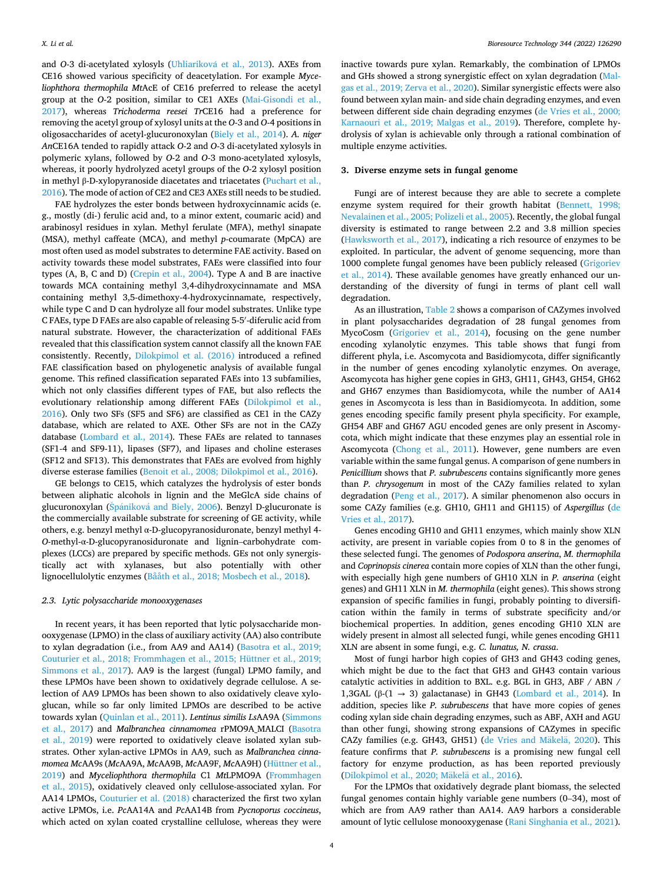and *O*-3 di-acetylated xylosyls (Uhliariková et al., 2013). AXEs from CE16 showed various specificity of deacetylation. For example *Myceliophthora thermophila Mt*AcE of CE16 preferred to release the acetyl group at the *O*-2 position, similar to CE1 AXEs (Mai-Gisondi et al., 2017), whereas *Trichoderma reesei Tr*CE16 had a preference for removing the acetyl group of xylosyl units at the *O*-3 and *O*-4 positions in oligosaccharides of acetyl-glucuronoxylan (Biely et al., 2014). *A. niger An*CE16A tended to rapidly attack *O*-2 and *O*-3 di-acetylated xylosyls in polymeric xylans, followed by *O*-2 and *O*-3 mono-acetylated xylosyls, whereas, it poorly hydrolyzed acetyl groups of the *O*-2 xylosyl position in methyl β-D-xylopyranoside diacetates and triacetates (Puchart et al., 2016). The mode of action of CE2 and CE3 AXEs still needs to be studied.

FAE hydrolyzes the ester bonds between hydroxycinnamic acids (e.g., mostly (di-) ferulic acid and, to a minor extent, coumaric acid) and arabinosyl residues in xylan. Methyl ferulate (MFA), methyl sinapate (MSA), methyl caffeate (MCA), and methyl *p*-coumarate (MpCA) are most often used as model substrates to determine FAE activity. Based on activity towards these model substrates, FAEs were classified into four types (A, B, C and D) (Crepin et al., 2004). Type A and B are inactive towards MCA containing methyl 3,4-dihydroxycinnamate and MSA containing methyl 3,5-dimethoxy-4-hydroxycinnamate, respectively, while type C and D can hydrolyze all four model substrates. Unlike type C FAEs, type D FAEs are also capable of releasing 5-5′-diferulic acid from natural substrate. However, the characterization of additional FAEs revealed that this classification system cannot classify all the known FAE consistently. Recently, Dilokpimol et al. (2016) introduced a refined FAE classification based on phylogenetic analysis of available fungal genome. This refined classification separated FAEs into 13 subfamilies, which not only classifies different types of FAE, but also reflects the evolutionary relationship among different FAEs (Dilokpimol et al., 2016). Only two SFs (SF5 and SF6) are classified as CE1 in the CAZy database, which are related to AXE. Other SFs are not in the CAZy database (Lombard et al., 2014). These FAEs are related to tannases (SF1-4 and SF9-11), lipases (SF7), and lipases and choline esterases (SF12 and SF13). This demonstrates that FAEs are evolved from highly diverse esterase families (Benoit et al., 2008; Dilokpimol et al., 2016).

GE belongs to CE15, which catalyzes the hydrolysis of ester bonds between aliphatic alcohols in lignin and the MeGlcA side chains of glucuronoxylan (Špániková and Biely, 2006). Benzyl D-glucuronate is the commercially available substrate for screening of GE activity, while others, e.g. benzyl methyl α-D-glucopyranosiduronate, benzyl methyl 4-*O*-methyl-α-D-glucopyranosiduronate and lignin–carbohydrate complexes (LCCs) are prepared by specific methods. GEs not only synergistically act with xylanases, but also potentially with other lignocellulolytic enzymes (Bååth et al., 2018; Mosbech et al., 2018).

### 2.3. Lytic polysaccharide monooxygenases

In recent years, it has been reported that lytic polysaccharide monooxygenase (LPMO) in the class of auxiliary activity (AA) also contribute to xylan degradation (i.e., from AA9 and AA14) (Basotra et al., 2019; Couturier et al., 2018; Frommhagen et al., 2015; Hüttner et al., 2019; Simmons et al., 2017). AA9 is the largest (fungal) LPMO family, and these LPMOs have been shown to oxidatively degrade cellulose. A selection of AA9 LPMOs has been shown to also oxidatively cleave xyloglucan, while so far only limited LPMOs are described to be active towards xylan (Quinlan et al., 2011). *Lentinus similis Ls*AA9A (Simmons et al., 2017) and *Malbranchea cinnamomea* rPMO9A_MALCI (Basotra et al., 2019) were reported to oxidatively cleave isolated xylan substrates. Other xylan-active LPMOs in AA9, such as *Malbranchea cinnamomea Mc*AA9s (*Mc*AA9A, *Mc*AA9B, *Mc*AA9F, *Mc*AA9H) (Hüttner et al., 2019) and *Myceliophthora thermophila* C1 *Mt*LPMO9A (Frommhagen et al., 2015), oxidatively cleaved only cellulose-associated xylan. For AA14 LPMOs, Couturier et al. (2018) characterized the first two xylan active LPMOs, i.e. *Pc*AA14A and *Pc*AA14B from *Pycnoporus coccineus*, which acted on xylan coated crystalline cellulose, whereas they were inactive towards pure xylan. Remarkably, the combination of LPMOs and GHs showed a strong synergistic effect on xylan degradation (Malgas et al., 2019; Zerva et al., 2020). Similar synergistic effects were also found between xylan main- and side chain degrading enzymes, and even between different side chain degrading enzymes (de Vries et al., 2000; Karnaouri et al., 2019; Malgas et al., 2019). Therefore, complete hydrolysis of xylan is achievable only through a rational combination of multiple enzyme activities.

## 3. Diverse enzyme sets in fungal genome

Fungi are of interest because they are able to secrete a complete enzyme system required for their growth habitat (Bennett, 1998; Nevalainen et al., 2005; Polizeli et al., 2005). Recently, the global fungal diversity is estimated to range between 2.2 and 3.8 million species (Hawksworth et al., 2017), indicating a rich resource of enzymes to be exploited. In particular, the advent of genome sequencing, more than 1000 complete fungal genomes have been publicly released (Grigoriev et al., 2014). These available genomes have greatly enhanced our understanding of the diversity of fungi in terms of plant cell wall degradation.

As an illustration, Table 2 shows a comparison of CAZymes involved in plant polysaccharides degradation of 28 fungal genomes from MycoCosm (Grigoriev et al., 2014), focusing on the gene number encoding xylanolytic enzymes. This table shows that fungi from different phyla, i.e. Ascomycota and Basidiomycota, differ significantly in the number of genes encoding xylanolytic enzymes. On average, Ascomycota has higher gene copies in GH3, GH11, GH43, GH54, GH62 and GH67 enzymes than Basidiomycota, while the number of AA14 genes in Ascomycota is less than in Basidiomycota. In addition, some genes encoding specific family present phyla specificity. For example, GH54 ABF and GH67 AGU encoded genes are only present in Ascomycota, which might indicate that these enzymes play an essential role in Ascomycota (Chong et al., 2011). However, gene numbers are even variable within the same fungal genus. A comparison of gene numbers in *Penicillium* shows that *P. subrubescens* contains significantly more genes than *P. chrysogenum* in most of the CAZy families related to xylan degradation (Peng et al., 2017). A similar phenomenon also occurs in some CAZy families (e.g. GH10, GH11 and GH115) of *Aspergillus* (de Vries et al., 2017).

Genes encoding GH10 and GH11 enzymes, which mainly show XLN activity, are present in variable copies from 0 to 8 in the genomes of these selected fungi. The genomes of *Podospora anserina*, *M. thermophila* and *Coprinopsis cinerea* contain more copies of XLN than the other fungi, with especially high gene numbers of GH10 XLN in *P. anserina* (eight genes) and GH11 XLN in *M. thermophila* (eight genes). This shows strong expansion of specific families in fungi, probably pointing to diversification within the family in terms of substrate specificity and/or biochemical properties. In addition, genes encoding GH10 XLN are widely present in almost all selected fungi, while genes encoding GH11 XLN are absent in some fungi, e.g. *C. lunatus, N. crassa*.

Most of fungi harbor high copies of GH3 and GH43 coding genes, which might be due to the fact that GH3 and GH43 contain various catalytic activities in addition to BXL. e.g. BGL in GH3, ABF / ABN / 1,3GAL (β-(1 → 3) galactanase) in GH43 (Lombard et al., 2014). In addition, species like *P. subrubescens* that have more copies of genes coding xylan side chain degrading enzymes, such as ABF, AXH and AGU than other fungi, showing strong expansions of CAZymes in specific CAZy families (e.g. GH43, GH51) (de Vries and Mäkelä, 2020). This feature confirms that *P. subrubescens* is a promising new fungal cell factory for enzyme production, as has been reported previously (Dilokpimol et al., 2020; Mäkelä et al., 2016).

For the LPMOs that oxidatively degrade plant biomass, the selected fungal genomes contain highly variable gene numbers (0–34), most of which are from AA9 rather than AA14. AA9 harbors a considerable amount of lytic cellulose monooxygenase (Rani Singhania et al., 2021).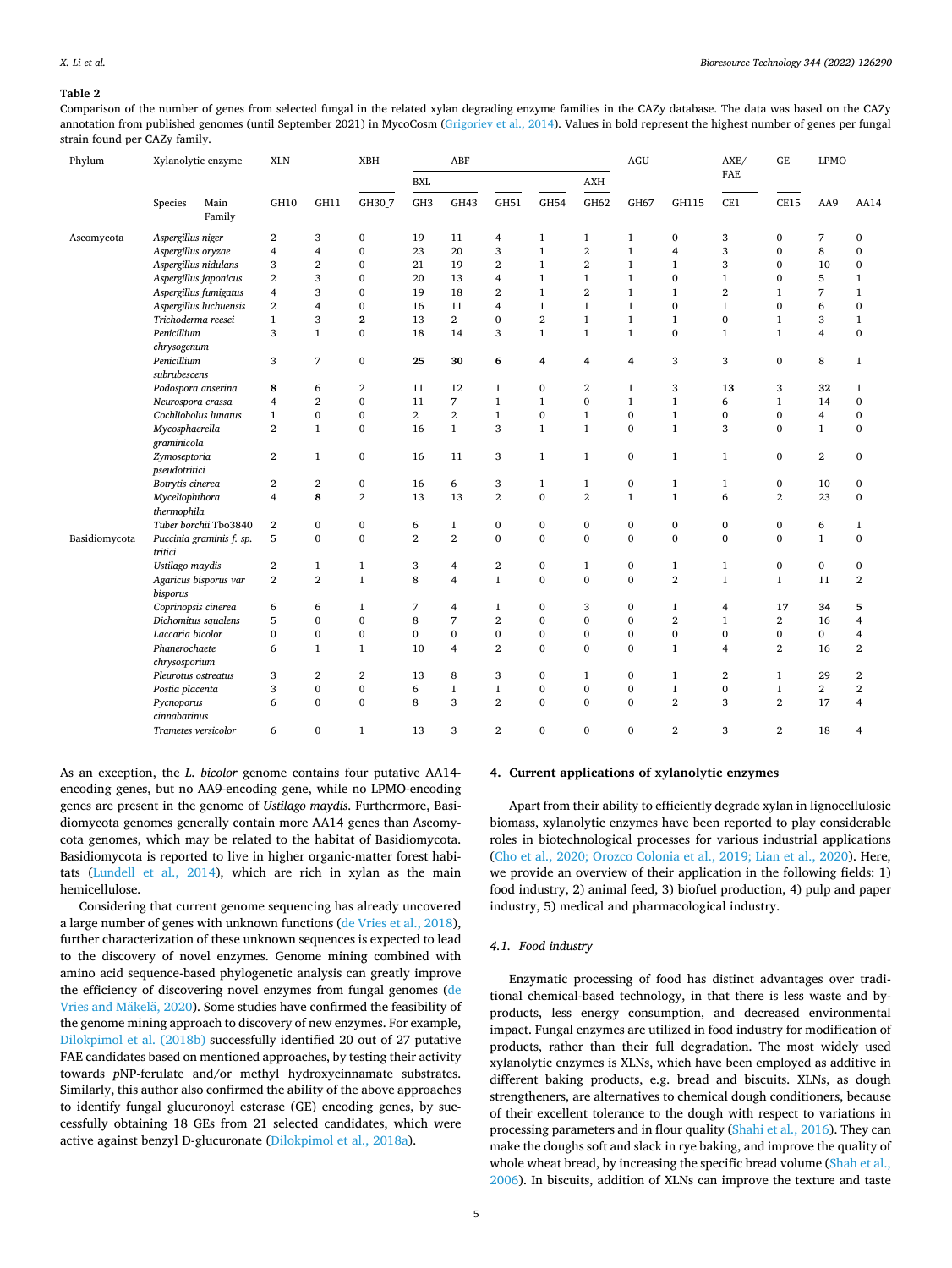**Table 2**

Comparison of the number of genes from selected fungal in the related xylan degrading enzyme families in the CAZy database. The data was based on the CAZy annotation from published genomes (until September 2021) in MycoCosm (Grigoriev et al., 2014). Values in bold represent the highest number of genes per fungal strain found per CAZy family.

| Phylum | Xylanolytic enzyme | XLN | | XBH | ABF | | | | | AGU | | AXE/FAE | GE | LPMO | |
|---|---|---|---|---|---|---|---|---|---|---|---|---|---|---|---|
| | | | | | BXL | | | | AXH | | | | | | |
| | Species / Main Family | GH10 | GH11 | GH30_7 | GH3 | GH43 | GH51 | GH54 | GH62 | GH67 | GH115 | CE1 | CE15 | AA9 | AA14 |
| Ascomycota | *Aspergillus niger* | 2 | 3 | 0 | 19 | 11 | 4 | 1 | 1 | 1 | 0 | 3 | 0 | 7 | 0 |
| | *Aspergillus oryzae* | 4 | 4 | 0 | 23 | 20 | 3 | 1 | 2 | 1 | **4** | 3 | 0 | 8 | 0 |
| | *Aspergillus nidulans* | 3 | 2 | 0 | 21 | 19 | 2 | 1 | 2 | 1 | 1 | 3 | 0 | 10 | 0 |
| | *Aspergillus japonicus* | 2 | 3 | 0 | 20 | 13 | 4 | 1 | 1 | 1 | 0 | 1 | 0 | 5 | 1 |
| | *Aspergillus fumigatus* | 4 | 3 | 0 | 19 | 18 | 2 | 1 | 2 | 1 | 1 | 2 | 1 | 7 | 1 |
| | *Aspergillus luchuensis* | 2 | 4 | 0 | 16 | 11 | 4 | 1 | 1 | 1 | 0 | 1 | 0 | 6 | 0 |
| | *Trichoderma reesei* | 1 | 3 | **2** | 13 | 2 | 0 | 2 | 1 | 1 | 1 | 0 | 1 | 3 | 1 |
| | *Penicillium chrysogenum* | 3 | 1 | 0 | 18 | 14 | 3 | 1 | 1 | 1 | 0 | 1 | 1 | 4 | 0 |
| | *Penicillium subrubescens* | 3 | 7 | 0 | **25** | **30** | **6** | **4** | **4** | **4** | 3 | 3 | 0 | 8 | 1 |
| | *Podospora anserina* | **8** | 6 | 2 | 11 | 12 | 1 | 0 | 2 | 1 | 3 | **13** | 3 | **32** | 1 |
| | *Neurospora crassa* | 4 | 2 | 0 | 11 | 7 | 1 | 1 | 0 | 1 | 1 | 6 | 1 | 14 | 0 |
| | *Cochliobolus lunatus* | 1 | 0 | 0 | 2 | 2 | 1 | 0 | 1 | 0 | 1 | 0 | 0 | 4 | 0 |
| | *Mycosphaerella graminicola* | 2 | 1 | 0 | 16 | 1 | 3 | 1 | 1 | 0 | 1 | 3 | 0 | 1 | 0 |
| | *Zymoseptoria pseudotritici* | 2 | 1 | 0 | 16 | 11 | 3 | 1 | 1 | 0 | 1 | 1 | 0 | 2 | 0 |
| | *Botrytis cinerea* | 2 | 2 | 0 | 16 | 6 | 3 | 1 | 1 | 0 | 1 | 1 | 0 | 10 | 0 |
| | *Myceliophthora thermophila* | 4 | **8** | 2 | 13 | 13 | 2 | 0 | 2 | 1 | 1 | 6 | 2 | 23 | 0 |
| | *Tuber borchii* Tbo3840 | 2 | 0 | 0 | 6 | 1 | 0 | 0 | 0 | 0 | 0 | 0 | 0 | 6 | 1 |
| Basidiomycota | *Puccinia graminis f. sp. tritici* | 5 | 0 | 0 | 2 | 2 | 0 | 0 | 0 | 0 | 0 | 0 | 0 | 1 | 0 |
| | *Ustilago maydis* | 2 | 1 | 1 | 3 | 4 | 2 | 0 | 1 | 0 | 1 | 1 | 0 | 0 | 0 |
| | *Agaricus bisporus var bisporus* | 2 | 2 | 1 | 8 | 4 | 1 | 0 | 0 | 0 | 2 | 1 | 1 | 11 | 2 |
| | *Coprinopsis cinerea* | 6 | 6 | 1 | 7 | 4 | 1 | 0 | 3 | 0 | 1 | 4 | **17** | **34** | **5** |
| | *Dichomitus squalens* | 5 | 0 | 0 | 8 | 7 | 2 | 0 | 0 | 0 | 2 | 1 | 2 | 16 | 4 |
| | *Laccaria bicolor* | 0 | 0 | 0 | 0 | 0 | 0 | 0 | 0 | 0 | 0 | 0 | 0 | 0 | 4 |
| | *Phanerochaete chrysosporium* | 6 | 1 | 1 | 10 | 4 | 2 | 0 | 0 | 0 | 1 | 4 | 2 | 16 | 2 |
| | *Pleurotus ostreatus* | 3 | 2 | 2 | 13 | 8 | 3 | 0 | 1 | 0 | 1 | 2 | 1 | 29 | 2 |
| | *Postia placenta* | 3 | 0 | 0 | 6 | 1 | 1 | 0 | 0 | 0 | 1 | 0 | 1 | 2 | 2 |
| | *Pycnoporus cinnabarinus* | 6 | 0 | 0 | 8 | 3 | 2 | 0 | 0 | 0 | 2 | 3 | 2 | 17 | 4 |
| | *Trametes versicolor* | 6 | 0 | 1 | 13 | 3 | 2 | 0 | 0 | 0 | 2 | 3 | 2 | 18 | 4 |

As an exception, the *L. bicolor* genome contains four putative AA14-encoding genes, but no AA9-encoding gene, while no LPMO-encoding genes are present in the genome of *Ustilago maydis*. Furthermore, Basidiomycota genomes generally contain more AA14 genes than Ascomycota genomes, which may be related to the habitat of Basidiomycota. Basidiomycota is reported to live in higher organic-matter forest habitats (Lundell et al., 2014), which are rich in xylan as the main hemicellulose.

Considering that current genome sequencing has already uncovered a large number of genes with unknown functions (de Vries et al., 2018), further characterization of these unknown sequences is expected to lead to the discovery of novel enzymes. Genome mining combined with amino acid sequence-based phylogenetic analysis can greatly improve the efficiency of discovering novel enzymes from fungal genomes (de Vries and Mäkelä, 2020). Some studies have confirmed the feasibility of the genome mining approach to discovery of new enzymes. For example, Dilokpimol et al. (2018b) successfully identified 20 out of 27 putative FAE candidates based on mentioned approaches, by testing their activity towards *p*NP-ferulate and/or methyl hydroxycinnamate substrates. Similarly, this author also confirmed the ability of the above approaches to identify fungal glucuronoyl esterase (GE) encoding genes, by successfully obtaining 18 GEs from 21 selected candidates, which were active against benzyl D-glucuronate (Dilokpimol et al., 2018a).

## 4. Current applications of xylanolytic enzymes

Apart from their ability to efficiently degrade xylan in lignocellulosic biomass, xylanolytic enzymes have been reported to play considerable roles in biotechnological processes for various industrial applications (Cho et al., 2020; Orozco Colonia et al., 2019; Lian et al., 2020). Here, we provide an overview of their application in the following fields: 1) food industry, 2) animal feed, 3) biofuel production, 4) pulp and paper industry, 5) medical and pharmacological industry.

### 4.1. Food industry

Enzymatic processing of food has distinct advantages over traditional chemical-based technology, in that there is less waste and by-products, less energy consumption, and decreased environmental impact. Fungal enzymes are utilized in food industry for modification of products, rather than their full degradation. The most widely used xylanolytic enzymes is XLNs, which have been employed as additive in different baking products, e.g. bread and biscuits. XLNs, as dough strengtheners, are alternatives to chemical dough conditioners, because of their excellent tolerance to the dough with respect to variations in processing parameters and in flour quality (Shahi et al., 2016). They can make the doughs soft and slack in rye baking, and improve the quality of whole wheat bread, by increasing the specific bread volume (Shah et al., 2006). In biscuits, addition of XLNs can improve the texture and taste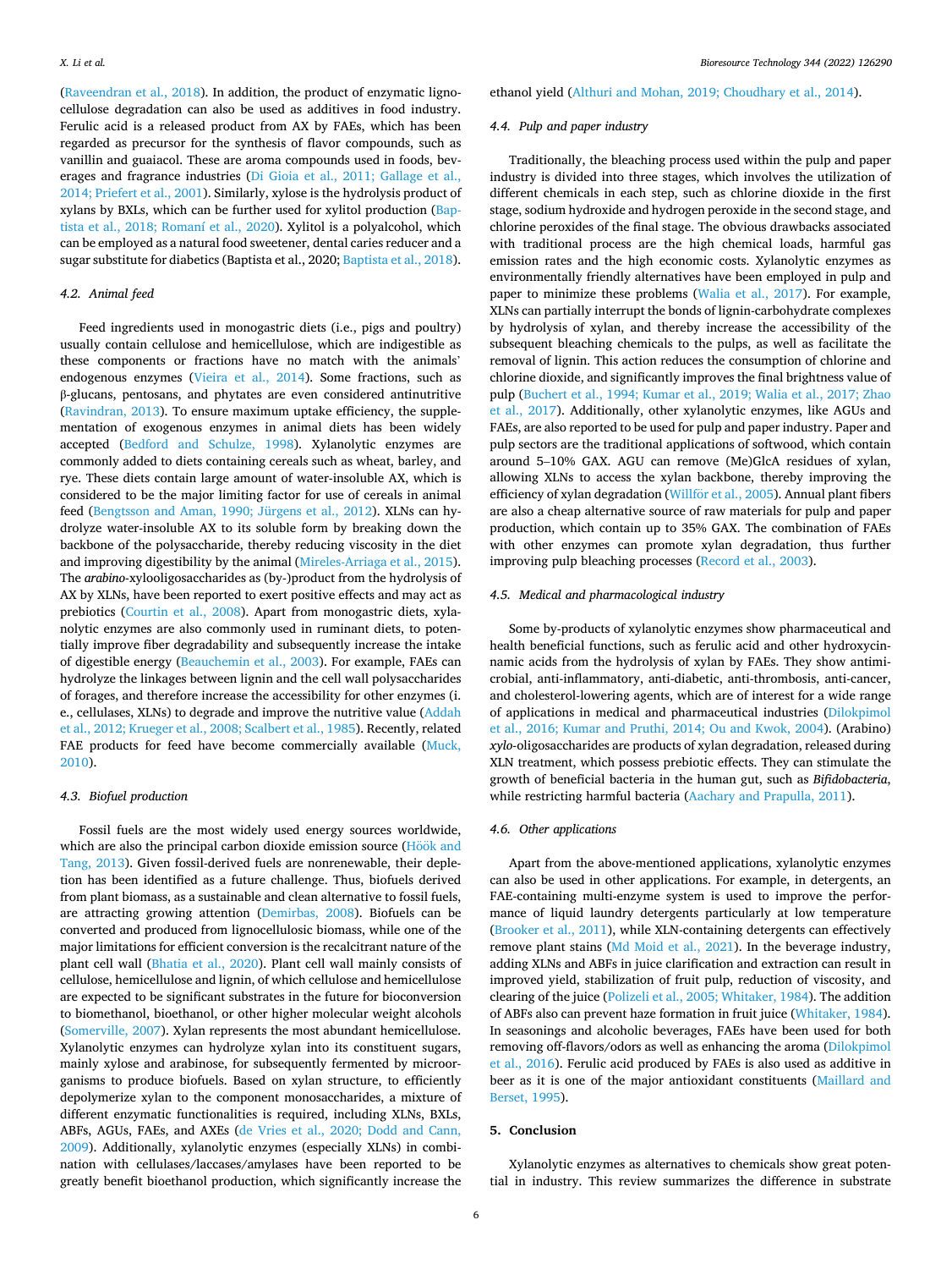(Raveendran et al., 2018). In addition, the product of enzymatic lignocellulose degradation can also be used as additives in food industry. Ferulic acid is a released product from AX by FAEs, which has been regarded as precursor for the synthesis of flavor compounds, such as vanillin and guaiacol. These are aroma compounds used in foods, beverages and fragrance industries (Di Gioia et al., 2011; Gallage et al., 2014; Priefert et al., 2001). Similarly, xylose is the hydrolysis product of xylans by BXLs, which can be further used for xylitol production (Baptista et al., 2018; Romaní et al., 2020). Xylitol is a polyalcohol, which can be employed as a natural food sweetener, dental caries reducer and a sugar substitute for diabetics (Baptista et al., 2020; Baptista et al., 2018).

### 4.2. Animal feed

Feed ingredients used in monogastric diets (i.e., pigs and poultry) usually contain cellulose and hemicellulose, which are indigestible as these components or fractions have no match with the animals' endogenous enzymes (Vieira et al., 2014). Some fractions, such as β-glucans, pentosans, and phytates are even considered antinutritive (Ravindran, 2013). To ensure maximum uptake efficiency, the supplementation of exogenous enzymes in animal diets has been widely accepted (Bedford and Schulze, 1998). Xylanolytic enzymes are commonly added to diets containing cereals such as wheat, barley, and rye. These diets contain large amount of water-insoluble AX, which is considered to be the major limiting factor for use of cereals in animal feed (Bengtsson and Aman, 1990; Jürgens et al., 2012). XLNs can hydrolyze water-insoluble AX to its soluble form by breaking down the backbone of the polysaccharide, thereby reducing viscosity in the diet and improving digestibility by the animal (Mireles-Arriaga et al., 2015). The *arabino*-xylooligosaccharides as (by-)product from the hydrolysis of AX by XLNs, have been reported to exert positive effects and may act as prebiotics (Courtin et al., 2008). Apart from monogastric diets, xylanolytic enzymes are also commonly used in ruminant diets, to potentially improve fiber degradability and subsequently increase the intake of digestible energy (Beauchemin et al., 2003). For example, FAEs can hydrolyze the linkages between lignin and the cell wall polysaccharides of forages, and therefore increase the accessibility for other enzymes (i.e., cellulases, XLNs) to degrade and improve the nutritive value (Addah et al., 2012; Krueger et al., 2008; Scalbert et al., 1985). Recently, related FAE products for feed have become commercially available (Muck, 2010).

### 4.3. Biofuel production

Fossil fuels are the most widely used energy sources worldwide, which are also the principal carbon dioxide emission source (Höök and Tang, 2013). Given fossil-derived fuels are nonrenewable, their depletion has been identified as a future challenge. Thus, biofuels derived from plant biomass, as a sustainable and clean alternative to fossil fuels, are attracting growing attention (Demirbas, 2008). Biofuels can be converted and produced from lignocellulosic biomass, while one of the major limitations for efficient conversion is the recalcitrant nature of the plant cell wall (Bhatia et al., 2020). Plant cell wall mainly consists of cellulose, hemicellulose and lignin, of which cellulose and hemicellulose are expected to be significant substrates in the future for bioconversion to biomethanol, bioethanol, or other higher molecular weight alcohols (Somerville, 2007). Xylan represents the most abundant hemicellulose. Xylanolytic enzymes can hydrolyze xylan into its constituent sugars, mainly xylose and arabinose, for subsequently fermented by microorganisms to produce biofuels. Based on xylan structure, to efficiently depolymerize xylan to the component monosaccharides, a mixture of different enzymatic functionalities is required, including XLNs, BXLs, ABFs, AGUs, FAEs, and AXEs (de Vries et al., 2020; Dodd and Cann, 2009). Additionally, xylanolytic enzymes (especially XLNs) in combination with cellulases/laccases/amylases have been reported to be greatly benefit bioethanol production, which significantly increase the ethanol yield (Althuri and Mohan, 2019; Choudhary et al., 2014).

### 4.4. Pulp and paper industry

Traditionally, the bleaching process used within the pulp and paper industry is divided into three stages, which involves the utilization of different chemicals in each step, such as chlorine dioxide in the first stage, sodium hydroxide and hydrogen peroxide in the second stage, and chlorine peroxides of the final stage. The obvious drawbacks associated with traditional process are the high chemical loads, harmful gas emission rates and the high economic costs. Xylanolytic enzymes as environmentally friendly alternatives have been employed in pulp and paper to minimize these problems (Walia et al., 2017). For example, XLNs can partially interrupt the bonds of lignin-carbohydrate complexes by hydrolysis of xylan, and thereby increase the accessibility of the subsequent bleaching chemicals to the pulps, as well as facilitate the removal of lignin. This action reduces the consumption of chlorine and chlorine dioxide, and significantly improves the final brightness value of pulp (Buchert et al., 1994; Kumar et al., 2019; Walia et al., 2017; Zhao et al., 2017). Additionally, other xylanolytic enzymes, like AGUs and FAEs, are also reported to be used for pulp and paper industry. Paper and pulp sectors are the traditional applications of softwood, which contain around 5–10% GAX. AGU can remove (Me)GlcA residues of xylan, allowing XLNs to access the xylan backbone, thereby improving the efficiency of xylan degradation (Willför et al., 2005). Annual plant fibers are also a cheap alternative source of raw materials for pulp and paper production, which contain up to 35% GAX. The combination of FAEs with other enzymes can promote xylan degradation, thus further improving pulp bleaching processes (Record et al., 2003).

### 4.5. Medical and pharmacological industry

Some by-products of xylanolytic enzymes show pharmaceutical and health beneficial functions, such as ferulic acid and other hydroxycinnamic acids from the hydrolysis of xylan by FAEs. They show antimicrobial, anti-inflammatory, anti-diabetic, anti-thrombosis, anti-cancer, and cholesterol-lowering agents, which are of interest for a wide range of applications in medical and pharmaceutical industries (Dilokpimol et al., 2016; Kumar and Pruthi, 2014; Ou and Kwok, 2004). (Arabino) *xylo*-oligosaccharides are products of xylan degradation, released during XLN treatment, which possess prebiotic effects. They can stimulate the growth of beneficial bacteria in the human gut, such as *Bifidobacteria*, while restricting harmful bacteria (Aachary and Prapulla, 2011).

### 4.6. Other applications

Apart from the above-mentioned applications, xylanolytic enzymes can also be used in other applications. For example, in detergents, an FAE-containing multi-enzyme system is used to improve the performance of liquid laundry detergents particularly at low temperature (Brooker et al., 2011), while XLN-containing detergents can effectively remove plant stains (Md Moid et al., 2021). In the beverage industry, adding XLNs and ABFs in juice clarification and extraction can result in improved yield, stabilization of fruit pulp, reduction of viscosity, and clearing of the juice (Polizeli et al., 2005; Whitaker, 1984). The addition of ABFs also can prevent haze formation in fruit juice (Whitaker, 1984). In seasonings and alcoholic beverages, FAEs have been used for both removing off-flavors/odors as well as enhancing the aroma (Dilokpimol et al., 2016). Ferulic acid produced by FAEs is also used as additive in beer as it is one of the major antioxidant constituents (Maillard and Berset, 1995).

## 5. Conclusion

Xylanolytic enzymes as alternatives to chemicals show great potential in industry. This review summarizes the difference in substrate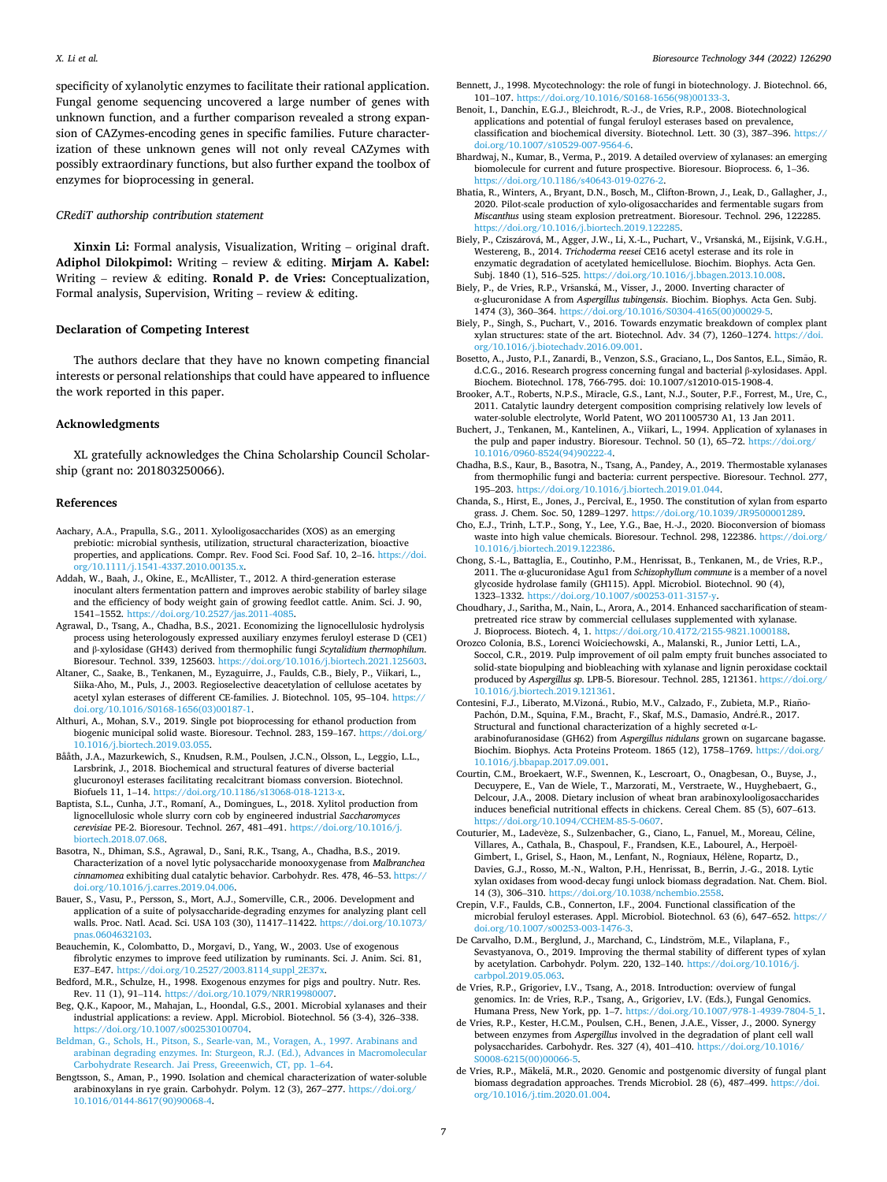specificity of xylanolytic enzymes to facilitate their rational application. Fungal genome sequencing uncovered a large number of genes with unknown function, and a further comparison revealed a strong expansion of CAZymes-encoding genes in specific families. Future characterization of these unknown genes will not only reveal CAZymes with possibly extraordinary functions, but also further expand the toolbox of enzymes for bioprocessing in general.

## CRediT authorship contribution statement

**Xinxin Li:** Formal analysis, Visualization, Writing – original draft. **Adiphol Dilokpimol:** Writing – review & editing. **Mirjam A. Kabel:** Writing – review & editing. **Ronald P. de Vries:** Conceptualization, Formal analysis, Supervision, Writing – review & editing.

## Declaration of Competing Interest

The authors declare that they have no known competing financial interests or personal relationships that could have appeared to influence the work reported in this paper.

## Acknowledgments

XL gratefully acknowledges the China Scholarship Council Scholarship (grant no: 201803250066).

## References

Aachary, A.A., Prapulla, S.G., 2011. Xylooligosaccharides (XOS) as an emerging prebiotic: microbial synthesis, utilization, structural characterization, bioactive properties, and applications. Compr. Rev. Food Sci. Food Saf. 10, 2–16. https://doi.org/10.1111/j.1541-4337.2010.00135.x.

Addah, W., Baah, J., Okine, E., McAllister, T., 2012. A third-generation esterase inoculant alters fermentation pattern and improves aerobic stability of barley silage and the efficiency of body weight gain of growing feedlot cattle. Anim. Sci. J. 90, 1541–1552. https://doi.org/10.2527/jas.2011-4085.

Agrawal, D., Tsang, A., Chadha, B.S., 2021. Economizing the lignocellulosic hydrolysis process using heterologously expressed auxiliary enzymes feruloyl esterase D (CE1) and β-xylosidase (GH43) derived from thermophilic fungi *Scytalidium thermophilum*. Bioresour. Technol. 339, 125603. https://doi.org/10.1016/j.biortech.2021.125603.

Altaner, C., Saake, B., Tenkanen, M., Eyzaguirre, J., Faulds, C.B., Biely, P., Viikari, L., Siika-Aho, M., Puls, J., 2003. Regioselective deacetylation of cellulose acetates by acetyl xylan esterases of different CE-families. J. Biotechnol. 105, 95–104. https://doi.org/10.1016/S0168-1656(03)00187-1.

Althuri, A., Mohan, S.V., 2019. Single pot bioprocessing for ethanol production from biogenic municipal solid waste. Bioresour. Technol. 283, 159–167. https://doi.org/10.1016/j.biortech.2019.03.055.

Bååth, J.A., Mazurkewich, S., Knudsen, R.M., Poulsen, J.C.N., Olsson, L., Leggio, L.L., Larsbrink, J., 2018. Biochemical and structural features of diverse bacterial glucuronoyl esterases facilitating recalcitrant biomass conversion. Biotechnol. Biofuels 11, 1–14. https://doi.org/10.1186/s13068-018-1213-x.

Baptista, S.L., Cunha, J.T., Romaní, A., Domingues, L., 2018. Xylitol production from lignocellulosic whole slurry corn cob by engineered industrial *Saccharomyces cerevisiae* PE-2. Bioresour. Technol. 267, 481–491. https://doi.org/10.1016/j.biortech.2018.07.068.

Basotra, N., Dhiman, S.S., Agrawal, D., Sani, R.K., Tsang, A., Chadha, B.S., 2019. Characterization of a novel lytic polysaccharide monooxygenase from *Malbranchea cinnamomea* exhibiting dual catalytic behavior. Carbohydr. Res. 478, 46–53. https://doi.org/10.1016/j.carres.2019.04.006.

Bauer, S., Vasu, P., Persson, S., Mort, A.J., Somerville, C.R., 2006. Development and application of a suite of polysaccharide-degrading enzymes for analyzing plant cell walls. Proc. Natl. Acad. Sci. USA 103 (30), 11417–11422. https://doi.org/10.1073/pnas.0604632103.

Beauchemin, K., Colombatto, D., Morgavi, D., Yang, W., 2003. Use of exogenous fibrolytic enzymes to improve feed utilization by ruminants. Sci. J. Anim. Sci. 81, E37–E47. https://doi.org/10.2527/2003.8114_suppl_2E37x.

Bedford, M.R., Schulze, H., 1998. Exogenous enzymes for pigs and poultry. Nutr. Res. Rev. 11 (1), 91–114. https://doi.org/10.1079/NRR19980007.

Beg, Q.K., Kapoor, M., Mahajan, L., Hoondal, G.S., 2001. Microbial xylanases and their industrial applications: a review. Appl. Microbiol. Biotechnol. 56 (3-4), 326–338. https://doi.org/10.1007/s002530100704.

Beldman, G., Schols, H., Pitson, S., Searle-van, M., Voragen, A., 1997. Arabinans and arabinan degrading enzymes. In: Sturgeon, R.J. (Ed.), Advances in Macromolecular Carbohydrate Research. Jai Press, Greeenwich, CT, pp. 1–64.

Bengtsson, S., Aman, P., 1990. Isolation and chemical characterization of water-soluble arabinoxylans in rye grain. Carbohydr. Polym. 12 (3), 267–277. https://doi.org/10.1016/0144-8617(90)90068-4.

Bennett, J., 1998. Mycotechnology: the role of fungi in biotechnology. J. Biotechnol. 66, 101–107. https://doi.org/10.1016/S0168-1656(98)00133-3.

Benoit, I., Danchin, E.G.J., Bleichrodt, R.-J., de Vries, R.P., 2008. Biotechnological applications and potential of fungal feruloyl esterases based on prevalence, classification and biochemical diversity. Biotechnol. Lett. 30 (3), 387–396. https://doi.org/10.1007/s10529-007-9564-6.

Bhardwaj, N., Kumar, B., Verma, P., 2019. A detailed overview of xylanases: an emerging biomolecule for current and future prospective. Bioresour. Bioprocess. 6, 1–36. https://doi.org/10.1186/s40643-019-0276-2.

Bhatia, R., Winters, A., Bryant, D.N., Bosch, M., Clifton-Brown, J., Leak, D., Gallagher, J., 2020. Pilot-scale production of xylo-oligosaccharides and fermentable sugars from *Miscanthus* using steam explosion pretreatment. Bioresour. Technol. 296, 122285. https://doi.org/10.1016/j.biortech.2019.122285.

Biely, P., Cziszárová, M., Agger, J.W., Li, X.-L., Puchart, V., Vršanská, M., Eijsink, V.G.H., Westereng, B., 2014. *Trichoderma reesei* CE16 acetyl esterase and its role in enzymatic degradation of acetylated hemicellulose. Biochim. Biophys. Acta Gen. Subj. 1840 (1), 516–525. https://doi.org/10.1016/j.bbagen.2013.10.008.

Biely, P., de Vries, R.P., Vršanská, M., Visser, J., 2000. Inverting character of α-glucuronidase A from *Aspergillus tubingensis*. Biochim. Biophys. Acta Gen. Subj. 1474 (3), 360–364. https://doi.org/10.1016/S0304-4165(00)00029-5.

Biely, P., Singh, S., Puchart, V., 2016. Towards enzymatic breakdown of complex plant xylan structures: state of the art. Biotechnol. Adv. 34 (7), 1260–1274. https://doi.org/10.1016/j.biotechadv.2016.09.001.

Bosetto, A., Justo, P.I., Zanardi, B., Venzon, S.S., Graciano, L., Dos Santos, E.L., Simão, R. d.C.G., 2016. Research progress concerning fungal and bacterial β-xylosidases. Appl. Biochem. Biotechnol. 178, 766-795. doi: 10.1007/s12010-015-1908-4.

Brooker, A.T., Roberts, N.P.S., Miracle, G.S., Lant, N.J., Souter, P.F., Forrest, M., Ure, C., 2011. Catalytic laundry detergent composition comprising relatively low levels of water-soluble electrolyte, World Patent, WO 2011005730 A1, 13 Jan 2011.

Buchert, J., Tenkanen, M., Kantelinen, A., Viikari, L., 1994. Application of xylanases in the pulp and paper industry. Bioresour. Technol. 50 (1), 65–72. https://doi.org/10.1016/0960-8524(94)90222-4.

Chadha, B.S., Kaur, B., Basotra, N., Tsang, A., Pandey, A., 2019. Thermostable xylanases from thermophilic fungi and bacteria: current perspective. Bioresour. Technol. 277, 195–203. https://doi.org/10.1016/j.biortech.2019.01.044.

Chanda, S., Hirst, E., Jones, J., Percival, E., 1950. The constitution of xylan from esparto grass. J. Chem. Soc. 50, 1289–1297. https://doi.org/10.1039/JR9500001289.

Cho, E.J., Trinh, L.T.P., Song, Y., Lee, Y.G., Bae, H.-J., 2020. Bioconversion of biomass waste into high value chemicals. Bioresour. Technol. 298, 122386. https://doi.org/10.1016/j.biortech.2019.122386.

Chong, S.-L., Battaglia, E., Coutinho, P.M., Henrissat, B., Tenkanen, M., de Vries, R.P., 2011. The α-glucuronidase Agu1 from *Schizophyllum commune* is a member of a novel glycoside hydrolase family (GH115). Appl. Microbiol. Biotechnol. 90 (4), 1323–1332. https://doi.org/10.1007/s00253-011-3157-y.

Choudhary, J., Saritha, M., Nain, L., Arora, A., 2014. Enhanced saccharification of steam-pretreated rice straw by commercial cellulases supplemented with xylanase. J. Bioprocess. Biotech. 4, 1. https://doi.org/10.4172/2155-9821.1000188.

Orozco Colonia, B.S., Lorenci Woiciechowski, A., Malanski, R., Junior Letti, L.A., Soccol, C.R., 2019. Pulp improvement of oil palm empty fruit bunches associated to solid-state biopulping and biobleaching with xylanase and lignin peroxidase cocktail produced by *Aspergillus sp.* LPB-5. Bioresour. Technol. 285, 121361. https://doi.org/10.1016/j.biortech.2019.121361.

Contesini, F.J., Liberato, M.Vizoná., Rubio, M.V., Calzado, F., Zubieta, M.P., Riaño-Pachón, D.M., Squina, F.M., Bracht, F., Skaf, M.S., Damasio, André.R., 2017. Structural and functional characterization of a highly secreted α-L-arabinofuranosidase (GH62) from *Aspergillus nidulans* grown on sugarcane bagasse. Biochim. Biophys. Acta Proteins Proteom. 1865 (12), 1758–1769. https://doi.org/10.1016/j.bbapap.2017.09.001.

Courtin, C.M., Broekaert, W.F., Swennen, K., Lescroart, O., Onagbesan, O., Buyse, J., Decuypere, E., Van de Wiele, T., Marzorati, M., Verstraete, W., Huyghebaert, G., Delcour, J.A., 2008. Dietary inclusion of wheat bran arabinoxylooligosaccharides induces beneficial nutritional effects in chickens. Cereal Chem. 85 (5), 607–613. https://doi.org/10.1094/CCHEM-85-5-0607.

Couturier, M., Ladevèze, S., Sulzenbacher, G., Ciano, L., Fanuel, M., Moreau, Céline, Villares, A., Cathala, B., Chaspoul, F., Frandsen, K.E., Labourel, A., Herpoël-Gimbert, I., Grisel, S., Haon, M., Lenfant, N., Rogniaux, Hélène, Ropartz, D., Davies, G.J., Rosso, M.-N., Walton, P.H., Henrissat, B., Berrin, J.-G., 2018. Lytic xylan oxidases from wood-decay fungi unlock biomass degradation. Nat. Chem. Biol. 14 (3), 306–310. https://doi.org/10.1038/nchembio.2558.

Crepin, V.F., Faulds, C.B., Connerton, I.F., 2004. Functional classification of the microbial feruloyl esterases. Appl. Microbiol. Biotechnol. 63 (6), 647–652. https://doi.org/10.1007/s00253-003-1476-3.

De Carvalho, D.M., Berglund, J., Marchand, C., Lindström, M.E., Vilaplana, F., Sevastyanova, O., 2019. Improving the thermal stability of different types of xylan by acetylation. Carbohydr. Polym. 220, 132–140. https://doi.org/10.1016/j.carbpol.2019.05.063.

de Vries, R.P., Grigoriev, I.V., Tsang, A., 2018. Introduction: overview of fungal genomics. In: de Vries, R.P., Tsang, A., Grigoriev, I.V. (Eds.), Fungal Genomics. Humana Press, New York, pp. 1–7. https://doi.org/10.1007/978-1-4939-7804-5_1.

de Vries, R.P., Kester, H.C.M., Poulsen, C.H., Benen, J.A.E., Visser, J., 2000. Synergy between enzymes from *Aspergillus* involved in the degradation of plant cell wall polysaccharides. Carbohydr. Res. 327 (4), 401–410. https://doi.org/10.1016/S0008-6215(00)00066-5.

de Vries, R.P., Mäkelä, M.R., 2020. Genomic and postgenomic diversity of fungal plant biomass degradation approaches. Trends Microbiol. 28 (6), 487–499. https://doi.org/10.1016/j.tim.2020.01.004.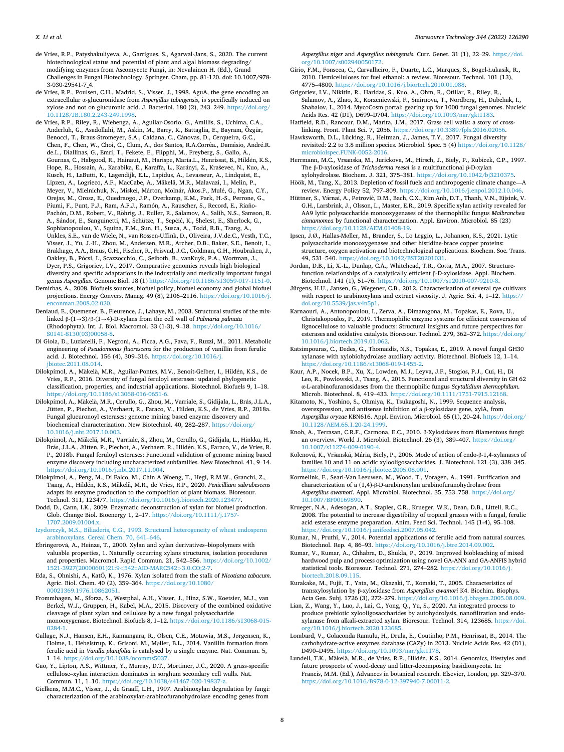de Vries, R.P., Patyshakuliyeva, A., Garrigues, S., Agarwal-Jans, S., 2020. The current biotechnological status and potential of plant and algal biomass degrading/modifying enzymes from Ascomycete Fungi, in: Nevalainen H. (Ed.), Grand Challenges in Fungal Biotechnology. Springer, Cham, pp. 81-120. doi: 10.1007/978-3-030-29541-7_4.

de Vries, R.P., Poulsen, C.H., Madrid, S., Visser, J., 1998. AguA, the gene encoding an extracellular α-glucuronidase from *Aspergillus tubingensis*, is specifically induced on xylose and not on glucuronic acid. J. Bacteriol. 180 (2), 243–249. https://doi.org/10.1128/JB.180.2.243-249.1998.

de Vries, R.P., Riley, R., Wiebenga, A., Aguilar-Osorio, G., Amillis, S., Uchima, C.A., Anderluh, G., Asadollahi, M., Askin, M., Barry, K., Battaglia, E., Bayram, Özgür, Benocci, T., Braus-Stromeyer, S.A., Caldana, C., Cánovas, D., Cerqueira, G.C., Chen, F., Chen, W., Choi, C., Clum, A., dos Santos, R.A.Corrêa., Damásio, André.R. de.L., Diallinas, G., Emri, T., Fekete, E., Flipphi, M., Freyberg, S., Gallo, A., Gournas, C., Habgood, R., Hainaut, M., Harispe, María.L., Henrissat, B., Hildén, K.S., Hope, R., Hossain, A., Karabika, E., Karaffa, L., Karányi, Z., Kraševec, N., Kuo, A., Kusch, H., LaButti, K., Lagendijk, E.L., Lapidus, A., Levasseur, A., Lindquist, E., Lipzen, A., Logrieco, A.F., MacCabe, A., Mäkelä, M.R., Malavazi, I., Melin, P., Meyer, V., Mielnichuk, N., Miskei, Márton, Molnár, Ákos.P., Mulé, G., Ngan, C.Y., Orejas, M., Orosz, E., Ouedraogo, J.P., Overkamp, K.M., Park, H.-S., Perrone, G., Piumi, F., Punt, P.J., Ram, A.F.J., Ramón, A., Rauscher, S., Record, E., Riaño-Pachón, D.M., Robert, V., Röhrig, J., Ruller, R., Salamov, A., Salih, N.S., Samson, R.A., Sándor, E., Sanguinetti, M., Schütze, T., Sepčić, K., Shelest, E., Sherlock, G., Sophianopoulou, V., Squina, F.M., Sun, H., Susca, A., Todd, R.B., Tsang, A., Unkles, S.E., van de Wiele, N., van Rossen-Uffink, D., Oliveira, J.V.de.C., Vesth, T.C., Visser, J., Yu, J.-H., Zhou, M., Andersen, M.R., Archer, D.B., Baker, S.E., Benoit, I., Brakhage, A.A., Braus, G.H., Fischer, R., Frisvad, J.C., Goldman, G.H., Houbraken, J., Oakley, B., Pócsi, I., Scazzocchio, C., Seiboth, B., vanKuyk, P.A., Wortman, J., Dyer, P.S., Grigoriev, I.V., 2017. Comparative genomics reveals high biological diversity and specific adaptations in the industrially and medically important fungal genus *Aspergillus*. Genome Biol. 18 (1) https://doi.org/10.1186/s13059-017-1151-0.

Demirbas, A., 2008. Biofuels sources, biofuel policy, biofuel economy and global biofuel projections. Energy Convers. Manag. 49 (8), 2106–2116. https://doi.org/10.1016/j.enconman.2008.02.020.

Deniaud, E., Quemener, B., Fleurence, J., Lahaye, M., 2003. Structural studies of the mix-linked β-(1→3)/β-(1→4)-D-xylans from the cell wall of *Palmaria palmata* (Rhodophyta). Int. J. Biol. Macromol. 33 (1-3), 9–18. https://doi.org/10.1016/S0141-8130(03)00058-8.

Di Gioia, D., Luziatelli, F., Negroni, A., Ficca, A.G., Fava, F., Ruzzi, M., 2011. Metabolic engineering of *Pseudomonas fluorescens* for the production of vanillin from ferulic acid. J. Biotechnol. 156 (4), 309–316. https://doi.org/10.1016/j.jbiotec.2011.08.014.

Dilokpimol, A., Mäkelä, M.R., Aguilar-Pontes, M.V., Benoit-Gelber, I., Hildén, K.S., de Vries, R.P., 2016. Diversity of fungal feruloyl esterases: updated phylogenetic classification, properties, and industrial applications. Biotechnol. Biofuels 9, 1–18. https://doi.org/10.1186/s13068-016-0651-6.

Dilokpimol, A., Mäkelä, M.R., Cerullo, G., Zhou, M., Varriale, S., Gidijala, L., Brás, J.L.A., Jütten, P., Piechot, A., Verhaert, R., Faraco, V., Hilden, K.S., de Vries, R.P., 2018a. Fungal glucuronoyl esterases: genome mining based enzyme discovery and biochemical characterization. New Biotechnol. 40, 282–287. https://doi.org/10.1016/j.nbt.2017.10.003.

Dilokpimol, A., Mäkelä, M.R., Varriale, S., Zhou, M., Cerullo, G., Gidijala, L., Hinkka, H., Brás, J.L.A., Jütten, P., Piechot, A., Verhaert, R., Hildén, K.S., Faraco, V., de Vries, R.P., 2018b. Fungal feruloyl esterases: Functional validation of genome mining based enzyme discovery including uncharacterized subfamilies. New Biotechnol. 41, 9–14. https://doi.org/10.1016/j.nbt.2017.11.004.

Dilokpimol, A., Peng, M., Di Falco, M., Chin A Woeng, T., Hegi, R.M.W., Granchi, Z., Tsang, A., Hildén, K.S., Mäkelä, M.R., de Vries, R.P., 2020. *Penicillium subrubescens* adapts its enzyme production to the composition of plant biomass. Bioresour. Technol. 311, 123477. https://doi.org/10.1016/j.biortech.2020.123477.

Dodd, D., Cann, I.K., 2009. Enzymatic deconstruction of xylan for biofuel production. Glob. Change Biol. Bioenergy 1, 2–17. https://doi.org/10.1111/j.1757-1707.2009.01004.x.

Izydorczyk, M.S., Biliaderis, C.G., 1993. Structural heterogeneity of wheat endosperm arabinoxylans. Cereal Chem. 70, 641–646.

Ebringerová, A., Heinze, T., 2000. Xylan and xylan derivatives–biopolymers with valuable properties, 1. Naturally occurring xylans structures, isolation procedures and properties. Macromol. Rapid Commun. 21, 542–556. https://doi.org/10.1002/1521-3927(20000601)21:9<542::AID-MARC542>3.0.CO;2-7.

Eda, S., Ohnishi, A., KatŌ, K., 1976. Xylan isolated from the stalk of *Nicotiana tabacum*. Agric. Biol. Chem. 40 (2), 359–364. https://doi.org/10.1080/00021369.1976.10862051.

Frommhagen, M., Sforza, S., Westphal, A.H., Visser, J., Hinz, S.W., Koetsier, M.J., van Berkel, W.J., Gruppen, H., Kabel, M.A., 2015. Discovery of the combined oxidative cleavage of plant xylan and cellulose by a new fungal polysaccharide monooxygenase. Biotechnol. Biofuels 8, 1–12. https://doi.org/10.1186/s13068-015-0284-1.

Gallage, N.J., Hansen, E.H., Kannangara, R., Olsen, C.E., Motawia, M.S., Jørgensen, K., Holme, I., Hebelstrup, K., Grisoni, M., Møller, B.L., 2014. Vanillin formation from ferulic acid in *Vanilla planifolia* is catalysed by a single enzyme. Nat. Commun. 5, 1–14. https://doi.org/10.1038/ncomms5037.

Gao, Y., Lipton, A.S., Wittmer, Y., Murray, D.T., Mortimer, J.C., 2020. A grass-specific cellulose–xylan interaction dominates in sorghum secondary cell walls. Nat. Commun. 11, 1–10. https://doi.org/10.1038/s41467-020-19837-z.

Gielkens, M.M.C., Visser, J., de Graaff, L.H., 1997. Arabinoxylan degradation by fungi: characterization of the arabinoxylan-arabinofuranohydrolase encoding genes from *Aspergillus niger* and *Aspergillus tubingensis*. Curr. Genet. 31 (1), 22–29. https://doi.org/10.1007/s002940050172.

Gírio, F.M., Fonseca, C., Carvalheiro, F., Duarte, L.C., Marques, S., Bogel-Łukasik, R., 2010. Hemicelluloses for fuel ethanol: a review. Bioresour. Technol. 101 (13), 4775–4800. https://doi.org/10.1016/j.biortech.2010.01.088.

Grigoriev, I.V., Nikitin, R., Haridas, S., Kuo, A., Ohm, R., Otillar, R., Riley, R., Salamov, A., Zhao, X., Korzeniewski, F., Smirnova, T., Nordberg, H., Dubchak, I., Shabalov, I., 2014. MycoCosm portal: gearing up for 1000 fungal genomes. Nucleic Acids Res. 42 (D1), D699–D704. https://doi.org/10.1093/nar/gkt1183.

Hatfield, R.D., Rancour, D.M., Marita, J.M., 2017. Grass cell walls: a story of cross-linking. Front. Plant Sci. 7, 2056. https://doi.org/10.3389/fpls.2016.02056.

Hawksworth, D.L., Lücking, R., Heitman, J., James, T.Y., 2017. Fungal diversity revisited: 2.2 to 3.8 million species. Microbiol. Spec. 5 (4) https://doi.org/10.1128/microbiolspec.FUNK-0052-2016.

Herrmann, M.C., Vrsanska, M., Jurickova, M., Hirsch, J., Biely, P., Kubicek, C.P., 1997. The β-D-xylosidase of *Trichoderma reesei* is a multifunctional β-D-xylan xylohydrolase. Biochem. J. 321, 375–381. https://doi.org/10.1042/bj3210375.

Höök, M., Tang, X., 2013. Depletion of fossil fuels and anthropogenic climate change—A review. Energy Policy 52, 797–809. https://doi.org/10.1016/j.enpol.2012.10.046.

Hüttner, S., Várnai, A., Petrović, D.M., Bach, C.X., Kim Anh, D.T., Thanh, V.N., Eijsink, V.G.H., Larsbrink, J., Olsson, L., Master, E.R., 2019. Specific xylan activity revealed for AA9 lytic polysaccharide monooxygenases of the thermophilic fungus *Malbranchea cinnamomea* by functional characterization. Appl. Environ. Microbiol. 85 (23) https://doi.org/10.1128/AEM.01408-19.

Ipsen, J.Ø., Hallas-Møller, M., Brander, S., Lo Leggio, L., Johansen, K.S., 2021. Lytic polysaccharide monooxygenases and other histidine-brace copper proteins: structure, oxygen activation and biotechnological applications. Biochem. Soc. Trans. 49, 531–540. https://doi.org/10.1042/BST20201031.

Jordan, D.B., Li, X.-L., Dunlap, C.A., Whitehead, T.R., Cotta, M.A., 2007. Structure-function relationships of a catalytically efficient β-D-xylosidase. Appl. Biochem. Biotechnol. 141 (1), 51–76. https://doi.org/10.1007/s12010-007-9210-8.

Jürgens, H.U., Jansen, G., Wegener, C.B., 2012. Characterisation of several rye cultivars with respect to arabinoxylans and extract viscosity. J. Agric. Sci. 4, 1–12. https://doi.org/10.5539/jas.v4n5p1.

Karnaouri, A., Antonopoulou, I., Zerva, A., Dimarogona, M., Topakas, E., Rova, U., Christakopoulos, P., 2019. Thermophilic enzyme systems for efficient conversion of lignocellulose to valuable products: Structural insights and future perspectives for esterases and oxidative catalysts. Bioresour. Technol. 279, 362–372. https://doi.org/10.1016/j.biortech.2019.01.062.

Katsimpouras, C., Dedes, G., Thomaidis, N.S., Topakas, E., 2019. A novel fungal GH30 xylanase with xylobiohydrolase auxiliary activity. Biotechnol. Biofuels 12, 1–14. https://doi.org/10.1186/s13068-019-1455-2.

Kaur, A.P., Nocek, B.P., Xu, X., Lowden, M.J., Leyva, J.F., Stogios, P.J., Cui, H., Di Leo, R., Powlowski, J., Tsang, A., 2015. Functional and structural diversity in GH 62 α-L-arabinofuranosidases from the thermophilic fungus *Scytalidium thermophilum*. Microb. Biotechnol. 8, 419–433. https://doi.org/10.1111/1751-7915.12168.

Kitamoto, N., Yoshino, S., Ohmiya, K., Tsukagoshi, N., 1999. Sequence analysis, overexpression, and antisense inhibition of a β-xylosidase gene, xylA, from *Aspergillus oryzae* KBN616. Appl. Environ. Microbiol. 65 (1), 20–24. https://doi.org/10.1128/AEM.65.1.20-24.1999.

Knob, A., Terrasan, C.R.F., Carmona, E.C., 2010. β-Xylosidases from filamentous fungi: an overview. World J. Microbiol. Biotechnol. 26 (3), 389–407. https://doi.org/10.1007/s11274-009-0190-4.

Kolenová, K., Vršanská, Mária, Biely, P., 2006. Mode of action of endo-β-1,4-xylanases of families 10 and 11 on acidic xylooligosaccharides. J. Biotechnol. 121 (3), 338–345. https://doi.org/10.1016/j.jbiotec.2005.08.001.

Kormelink, F., Searl-Van Leeuwen, M., Wood, T., Voragen, A., 1991. Purification and characterization of a (1,4)-β-D-arabinoxylan arabinofuranohydrolase from *Aspergillus awamori*. Appl. Microbiol. Biotechnol. 35, 753–758. https://doi.org/10.1007/BF00169890.

Krueger, N.A., Adesogan, A.T., Staples, C.R., Krueger, W.K., Dean, D.B., Littell, R.C., 2008. The potential to increase digestibility of tropical grasses with a fungal, ferulic acid esterase enzyme preparation. Anim. Feed Sci. Technol. 145 (1-4), 95–108. https://doi.org/10.1016/j.anifeedsci.2007.05.042.

Kumar, N., Pruthi, V., 2014. Potential applications of ferulic acid from natural sources. Biotechnol. Rep. 4, 86–93. https://doi.org/10.1016/j.btre.2014.09.002.

Kumar, V., Kumar, A., Chhabra, D., Shukla, P., 2019. Improved biobleaching of mixed hardwood pulp and process optimization using novel GA-ANN and GA-ANFIS hybrid statistical tools. Bioresour. Technol. 271, 274–282. https://doi.org/10.1016/j.biortech.2018.09.115.

Kurakake, M., Fujii, T., Yata, M., Okazaki, T., Komaki, T., 2005. Characteristics of transxylosylation by β-xylosidase from *Aspergillus awamori* K4. Biochim. Biophys. Acta Gen. Subj. 1726 (3), 272–279. https://doi.org/10.1016/j.bbagen.2005.08.009.

Lian, Z., Wang, Y., Luo, J., Lai, C., Yong, Q., Yu, S., 2020. An integrated process to produce prebiotic xylooligosaccharides by autohydrolysis, nanofiltration and endo-xylanase from alkali-extracted xylan. Bioresour. Technol. 314, 123685. https://doi.org/10.1016/j.biortech.2020.123685.

Lombard, V., Golaconda Ramulu, H., Drula, E., Coutinho, P.M., Henrissat, B., 2014. The carbohydrate-active enzymes database (CAZy) in 2013. Nucleic Acids Res. 42 (D1), D490–D495. https://doi.org/10.1093/nar/gkt1178.

Lundell, T.K., Mäkelä, M.R., de Vries, R.P., Hildén, K.S., 2014. Genomics, lifestyles and future prospects of wood-decay and litter-decomposing basidiomycota. In: Francis, M.M. (Ed.), Advances in botanical research. Elsevier, London, pp. 329–370. https://doi.org/10.1016/B978-0-12-397940-7.00011-2.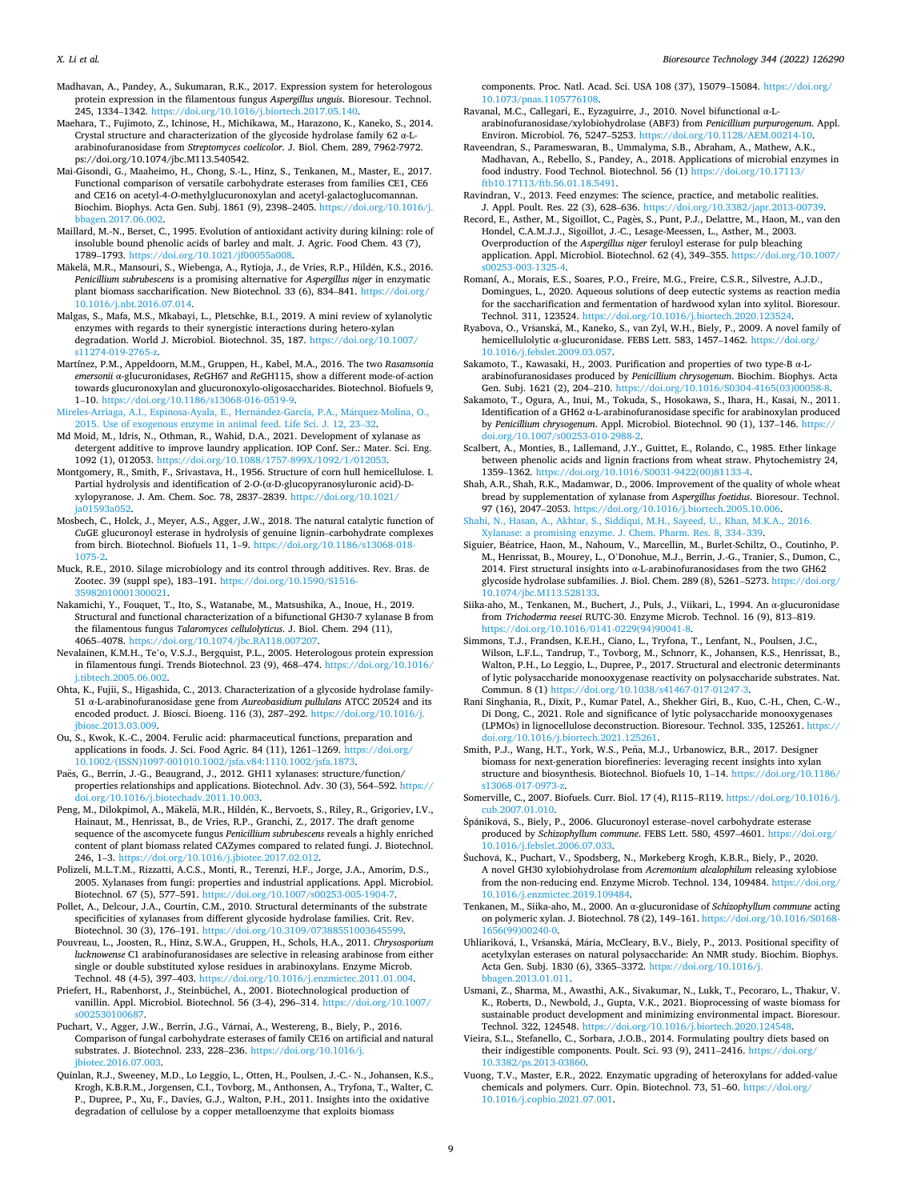Madhavan, A., Pandey, A., Sukumaran, R.K., 2017. Expression system for heterologous protein expression in the filamentous fungus *Aspergillus unguis*. Bioresour. Technol. 245, 1334–1342. https://doi.org/10.1016/j.biortech.2017.05.140.

Maehara, T., Fujimoto, Z., Ichinose, H., Michikawa, M., Harazono, K., Kaneko, S., 2014. Crystal structure and characterization of the glycoside hydrolase family 62 α-L-arabinofuranosidase from *Streptomyces coelicolor*. J. Biol. Chem. 289, 7962-7972. ps://doi.org/10.1074/jbc.M113.540542.

Mai-Gisondi, G., Maaheimo, H., Chong, S.-L., Hinz, S., Tenkanen, M., Master, E., 2017. Functional comparison of versatile carbohydrate esterases from families CE1, CE6 and CE16 on acetyl-4-*O*-methylglucuronoxylan and acetyl-galactoglucomannan. Biochim. Biophys. Acta Gen. Subj. 1861 (9), 2398–2405. https://doi.org/10.1016/j.bbagen.2017.06.002.

Maillard, M.-N., Berset, C., 1995. Evolution of antioxidant activity during kilning: role of insoluble bound phenolic acids of barley and malt. J. Agric. Food Chem. 43 (7), 1789–1793. https://doi.org/10.1021/jf00055a008.

Mäkelä, M.R., Mansouri, S., Wiebenga, A., Rytioja, J., de Vries, R.P., Hildén, K.S., 2016. *Penicillium subrubescens* is a promising alternative for *Aspergillus niger* in enzymatic plant biomass saccharification. New Biotechnol. 33 (6), 834–841. https://doi.org/10.1016/j.nbt.2016.07.014.

Malgas, S., Mafa, M.S., Mkabayi, L., Pletschke, B.I., 2019. A mini review of xylanolytic enzymes with regards to their synergistic interactions during hetero-xylan degradation. World J. Microbiol. Biotechnol. 35, 187. https://doi.org/10.1007/s11274-019-2765-z.

Martínez, P.M., Appeldoorn, M.M., Gruppen, H., Kabel, M.A., 2016. The two *Rasamsonia emersonii* α-glucuronidases, *Re*GH67 and *Re*GH115, show a different mode-of-action towards glucuronoxylan and glucuronoxylo-oligosaccharides. Biotechnol. Biofuels 9, 1–10. https://doi.org/10.1186/s13068-016-0519-9.

Mireles-Arriaga, A.I., Espinosa-Ayala, E., Hernández-García, P.A., Márquez-Molina, O., 2015. Use of exogenous enzyme in animal feed. Life Sci. J. 12, 23–32.

Md Moid, M., Idris, N., Othman, R., Wahid, D.A., 2021. Development of xylanase as detergent additive to improve laundry application. IOP Conf. Ser.: Mater. Sci. Eng. 1092 (1), 012053. https://doi.org/10.1088/1757-899X/1092/1/012053.

Montgomery, R., Smith, F., Srivastava, H., 1956. Structure of corn hull hemicellulose. I. Partial hydrolysis and identification of 2-*O*-(α-D-glucopyranosyluronic acid)-D-xylopyranose. J. Am. Chem. Soc. 78, 2837–2839. https://doi.org/10.1021/ja01593a052.

Mosbech, C., Holck, J., Meyer, A.S., Agger, J.W., 2018. The natural catalytic function of *Cu*GE glucuronoyl esterase in hydrolysis of genuine lignin–carbohydrate complexes from birch. Biotechnol. Biofuels 11, 1–9. https://doi.org/10.1186/s13068-018-1075-2.

Muck, R.E., 2010. Silage microbiology and its control through additives. Rev. Bras. de Zootec. 39 (suppl spe), 183–191. https://doi.org/10.1590/S1516-35982010001300021.

Nakamichi, Y., Fouquet, T., Ito, S., Watanabe, M., Matsushika, A., Inoue, H., 2019. Structural and functional characterization of a bifunctional GH30-7 xylanase B from the filamentous fungus *Talaromyces cellulolyticus*. J. Biol. Chem. 294 (11), 4065–4078. https://doi.org/10.1074/jbc.RA118.007207.

Nevalainen, K.M.H., Te`o, V.S.J., Bergquist, P.L., 2005. Heterologous protein expression in filamentous fungi. Trends Biotechnol. 23 (9), 468–474. https://doi.org/10.1016/j.tibtech.2005.06.002.

Ohta, K., Fujii, S., Higashida, C., 2013. Characterization of a glycoside hydrolase family-51 α-L-arabinofuranosidase gene from *Aureobasidium pullulans* ATCC 20524 and its encoded product. J. Biosci. Bioeng. 116 (3), 287–292. https://doi.org/10.1016/j.jbiosc.2013.03.009.

Ou, S., Kwok, K.-C., 2004. Ferulic acid: pharmaceutical functions, preparation and applications in foods. J. Sci. Food Agric. 84 (11), 1261–1269. https://doi.org/10.1002/(ISSN)1097-001010.1002/jsfa.v84:1110.1002/jsfa.1873.

Paës, G., Berrin, J.-G., Beaugrand, J., 2012. GH11 xylanases: structure/function/properties relationships and applications. Biotechnol. Adv. 30 (3), 564–592. https://doi.org/10.1016/j.biotechadv.2011.10.003.

Peng, M., Dilokpimol, A., Mäkelä, M.R., Hildén, K., Bervoets, S., Riley, R., Grigoriev, I.V., Hainaut, M., Henrissat, B., de Vries, R.P., Granchi, Z., 2017. The draft genome sequence of the ascomycete fungus *Penicillium subrubescens* reveals a highly enriched content of plant biomass related CAZymes compared to related fungi. J. Biotechnol. 246, 1–3. https://doi.org/10.1016/j.jbiotec.2017.02.012.

Polizeli, M.L.T.M., Rizzatti, A.C.S., Monti, R., Terenzi, H.F., Jorge, J.A., Amorim, D.S., 2005. Xylanases from fungi: properties and industrial applications. Appl. Microbiol. Biotechnol. 67 (5), 577–591. https://doi.org/10.1007/s00253-005-1904-7.

Pollet, A., Delcour, J.A., Courtin, C.M., 2010. Structural determinants of the substrate specificities of xylanases from different glycoside hydrolase families. Crit. Rev. Biotechnol. 30 (3), 176–191. https://doi.org/10.3109/07388551003645599.

Pouvreau, L., Joosten, R., Hinz, S.W.A., Gruppen, H., Schols, H.A., 2011. *Chrysosporium lucknowense* C1 arabinofuranosidases are selective in releasing arabinose from either single or double substituted xylose residues in arabinoxylans. Enzyme Microb. Technol. 48 (4-5), 397–403. https://doi.org/10.1016/j.enzmictec.2011.01.004.

Priefert, H., Rabenhorst, J., Steinbüchel, A., 2001. Biotechnological production of vanillin. Appl. Microbiol. Biotechnol. 56 (3-4), 296–314. https://doi.org/10.1007/s002530100687.

Puchart, V., Agger, J.W., Berrin, J.G., Várnai, A., Westereng, B., Biely, P., 2016. Comparison of fungal carbohydrate esterases of family CE16 on artificial and natural substrates. J. Biotechnol. 233, 228–236. https://doi.org/10.1016/j.jbiotec.2016.07.003.

Quinlan, R.J., Sweeney, M.D., Lo Leggio, L., Otten, H., Poulsen, J.-C.- N., Johansen, K.S., Krogh, K.B.R.M., Jorgensen, C.I., Tovborg, M., Anthonsen, A., Tryfona, T., Walter, C.P., Dupree, P., Xu, F., Davies, G.J., Walton, P.H., 2011. Insights into the oxidative degradation of cellulose by a copper metalloenzyme that exploits biomass components. Proc. Natl. Acad. Sci. USA 108 (37), 15079–15084. https://doi.org/10.1073/pnas.1105776108.

Ravanal, M.C., Callegari, E., Eyzaguirre, J., 2010. Novel bifunctional α-L-arabinofuranosidase/xylobiohydrolase (ABF3) from *Penicillium purpurogenum*. Appl. Environ. Microbiol. 76, 5247–5253. https://doi.org/10.1128/AEM.00214-10.

Raveendran, S., Parameswaran, B., Ummalyma, S.B., Abraham, A., Mathew, A.K., Madhavan, A., Rebello, S., Pandey, A., 2018. Applications of microbial enzymes in food industry. Food Technol. Biotechnol. 56 (1) https://doi.org/10.17113/ftb10.17113/ftb.56.01.18.5491.

Ravindran, V., 2013. Feed enzymes: The science, practice, and metabolic realities. J. Appl. Poult. Res. 22 (3), 628–636. https://doi.org/10.3382/japr.2013-00739.

Record, E., Asther, M., Sigoillot, C., Pagès, S., Punt, P.J., Delattre, M., Haon, M., van den Hondel, C.A.M.J.J., Sigoillot, J.-C., Lesage-Meessen, L., Asther, M., 2003. Overproduction of the *Aspergillus niger* feruloyl esterase for pulp bleaching application. Appl. Microbiol. Biotechnol. 62 (4), 349–355. https://doi.org/10.1007/s00253-003-1325-4.

Romaní, A., Morais, E.S., Soares, P.O., Freire, M.G., Freire, C.S.R., Silvestre, A.J.D., Domingues, L., 2020. Aqueous solutions of deep eutectic systems as reaction media for the saccharification and fermentation of hardwood xylan into xylitol. Bioresour. Technol. 311, 123524. https://doi.org/10.1016/j.biortech.2020.123524.

Ryabova, O., Vršanská, M., Kaneko, S., van Zyl, W.H., Biely, P., 2009. A novel family of hemicellulolytic α-glucuronidase. FEBS Lett. 583, 1457–1462. https://doi.org/10.1016/j.febslet.2009.03.057.

Sakamoto, T., Kawasaki, H., 2003. Purification and properties of two type-B α-L-arabinofuranosidases produced by *Penicillium chrysogenum*. Biochim. Biophys. Acta Gen. Subj. 1621 (2), 204–210. https://doi.org/10.1016/S0304-4165(03)00058-8.

Sakamoto, T., Ogura, A., Inui, M., Tokuda, S., Hosokawa, S., Ihara, H., Kasai, N., 2011. Identification of a GH62 α-L-arabinofuranosidase specific for arabinoxylan produced by *Penicillium chrysogenum*. Appl. Microbiol. Biotechnol. 90 (1), 137–146. https://doi.org/10.1007/s00253-010-2988-2.

Scalbert, A., Monties, B., Lallemand, J.Y., Guittet, E., Rolando, C., 1985. Ether linkage between phenolic acids and lignin fractions from wheat straw. Phytochemistry 24, 1359–1362. https://doi.org/10.1016/S0031-9422(00)81133-4.

Shah, A.R., Shah, R.K., Madamwar, D., 2006. Improvement of the quality of whole wheat bread by supplementation of xylanase from *Aspergillus foetidus*. Bioresour. Technol. 97 (16), 2047–2053. https://doi.org/10.1016/j.biortech.2005.10.006.

Shahi, N., Hasan, A., Akhtar, S., Siddiqui, M.H., Sayeed, U., Khan, M.K.A., 2016. Xylanase: a promising enzyme. J. Chem. Pharm. Res. 8, 334–339.

Siguier, Béatrice, Haon, M., Nahoum, V., Marcellin, M., Burlet-Schiltz, O., Coutinho, P.M., Henrissat, B., Mourey, L., O'Donohue, M.J., Berrin, J.-G., Tranier, S., Dumon, C., 2014. First structural insights into α-L-arabinofuranosidases from the two GH62 glycoside hydrolase subfamilies. J. Biol. Chem. 289 (8), 5261–5273. https://doi.org/10.1074/jbc.M113.528133.

Siika-aho, M., Tenkanen, M., Buchert, J., Puls, J., Viikari, L., 1994. An α-glucuronidase from *Trichoderma reesei* RUTC-30. Enzyme Microb. Technol. 16 (9), 813–819. https://doi.org/10.1016/0141-0229(94)90041-8.

Simmons, T.J., Frandsen, K.E.H., Ciano, L., Tryfona, T., Lenfant, N., Poulsen, J.C., Wilson, L.F.L., Tandrup, T., Tovborg, M., Schnorr, K., Johansen, K.S., Henrissat, B., Walton, P.H., Lo Leggio, L., Dupree, P., 2017. Structural and electronic determinants of lytic polysaccharide monooxygenase reactivity on polysaccharide substrates. Nat. Commun. 8 (1) https://doi.org/10.1038/s41467-017-01247-3.

Rani Singhania, R., Dixit, P., Kumar Patel, A., Shekher Giri, B., Kuo, C.-H., Chen, C.-W., Di Dong, C., 2021. Role and significance of lytic polysaccharide monooxygenases (LPMOs) in lignocellulose deconstruction. Bioresour. Technol. 335, 125261. https://doi.org/10.1016/j.biortech.2021.125261.

Smith, P.J., Wang, H.T., York, W.S., Peña, M.J., Urbanowicz, B.R., 2017. Designer biomass for next-generation biorefineries: leveraging recent insights into xylan structure and biosynthesis. Biotechnol. Biofuels 10, 1–14. https://doi.org/10.1186/s13068-017-0973-z.

Somerville, C., 2007. Biofuels. Curr. Biol. 17 (4), R115–R119. https://doi.org/10.1016/j.cub.2007.01.010.

Špániková, S., Biely, P., 2006. Glucuronoyl esterase–novel carbohydrate esterase produced by *Schizophyllum commune*. FEBS Lett. 580, 4597–4601. https://doi.org/10.1016/j.febslet.2006.07.033.

Šuchová, K., Puchart, V., Spodsberg, N., Mørkeberg Krogh, K.B.R., Biely, P., 2020. A novel GH30 xylobiohydrolase from *Acremonium alcalophilum* releasing xylobiose from the non-reducing end. Enzyme Microb. Technol. 134, 109484. https://doi.org/10.1016/j.enzmictec.2019.109484.

Tenkanen, M., Siika-aho, M., 2000. An α-glucuronidase of *Schizophyllum commune* acting on polymeric xylan. J. Biotechnol. 78 (2), 149–161. https://doi.org/10.1016/S0168-1656(99)00240-0.

Uhliariková, I., Vršanská, Mária, McCleary, B.V., Biely, P., 2013. Positional specifity of acetylxylan esterases on natural polysaccharide: An NMR study. Biochim. Biophys. Acta Gen. Subj. 1830 (6), 3365–3372. https://doi.org/10.1016/j.bbagen.2013.01.011.

Usmani, Z., Sharma, M., Awasthi, A.K., Sivakumar, N., Lukk, T., Pecoraro, L., Thakur, V.K., Roberts, D., Newbold, J., Gupta, V.K., 2021. Bioprocessing of waste biomass for sustainable product development and minimizing environmental impact. Bioresour. Technol. 322, 124548. https://doi.org/10.1016/j.biortech.2020.124548.

Vieira, S.L., Stefanello, C., Sorbara, J.O.B., 2014. Formulating poultry diets based on their indigestible components. Poult. Sci. 93 (9), 2411–2416. https://doi.org/10.3382/ps.2013-03860.

Vuong, T.V., Master, E.R., 2022. Enzymatic upgrading of heteroxylans for added-value chemicals and polymers. Curr. Opin. Biotechnol. 73, 51–60. https://doi.org/10.1016/j.copbio.2021.07.001.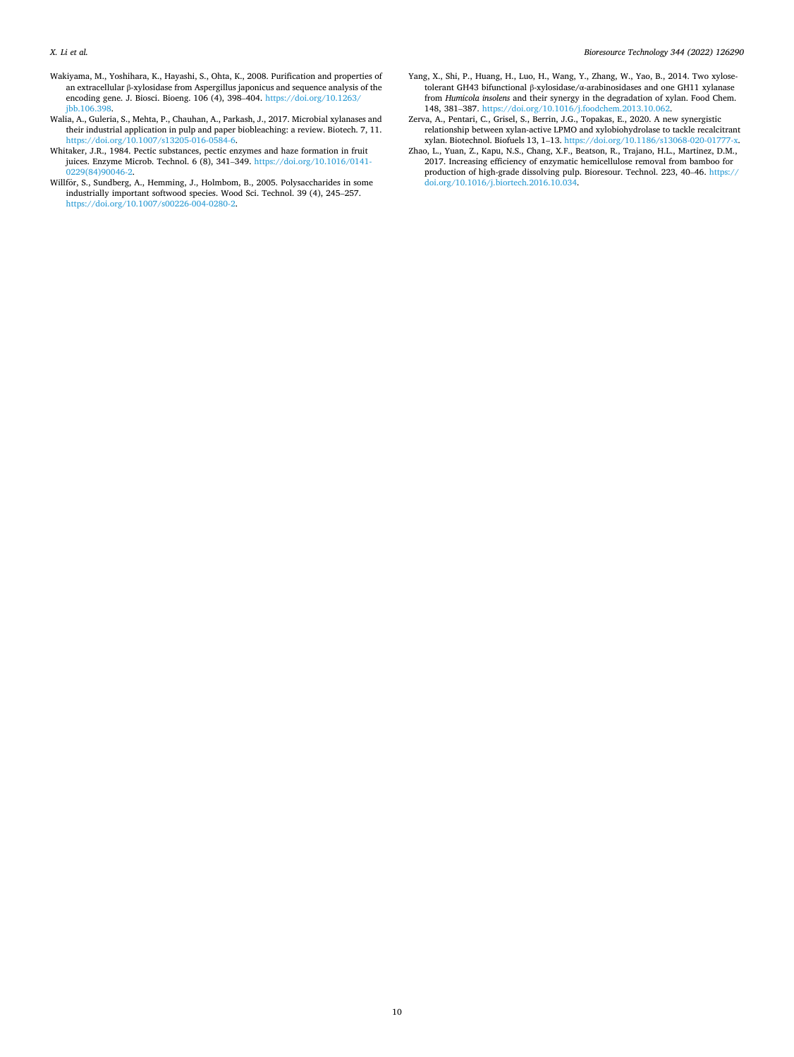Wakiyama, M., Yoshihara, K., Hayashi, S., Ohta, K., 2008. Purification and properties of an extracellular β-xylosidase from Aspergillus japonicus and sequence analysis of the encoding gene. J. Biosci. Bioeng. 106 (4), 398–404. https://doi.org/10.1263/jbb.106.398.

Walia, A., Guleria, S., Mehta, P., Chauhan, A., Parkash, J., 2017. Microbial xylanases and their industrial application in pulp and paper biobleaching: a review. Biotech. 7, 11. https://doi.org/10.1007/s13205-016-0584-6.

Whitaker, J.R., 1984. Pectic substances, pectic enzymes and haze formation in fruit juices. Enzyme Microb. Technol. 6 (8), 341–349. https://doi.org/10.1016/0141-0229(84)90046-2.

Willför, S., Sundberg, A., Hemming, J., Holmbom, B., 2005. Polysaccharides in some industrially important softwood species. Wood Sci. Technol. 39 (4), 245–257. https://doi.org/10.1007/s00226-004-0280-2.

Yang, X., Shi, P., Huang, H., Luo, H., Wang, Y., Zhang, W., Yao, B., 2014. Two xylose-tolerant GH43 bifunctional β-xylosidase/α-arabinosidases and one GH11 xylanase from *Humicola insolens* and their synergy in the degradation of xylan. Food Chem. 148, 381–387. https://doi.org/10.1016/j.foodchem.2013.10.062.

Zerva, A., Pentari, C., Grisel, S., Berrin, J.G., Topakas, E., 2020. A new synergistic relationship between xylan-active LPMO and xylobiohydrolase to tackle recalcitrant xylan. Biotechnol. Biofuels 13, 1–13. https://doi.org/10.1186/s13068-020-01777-x.

Zhao, L., Yuan, Z., Kapu, N.S., Chang, X.F., Beatson, R., Trajano, H.L., Martinez, D.M., 2017. Increasing efficiency of enzymatic hemicellulose removal from bamboo for production of high-grade dissolving pulp. Bioresour. Technol. 223, 40–46. https://doi.org/10.1016/j.biortech.2016.10.034.